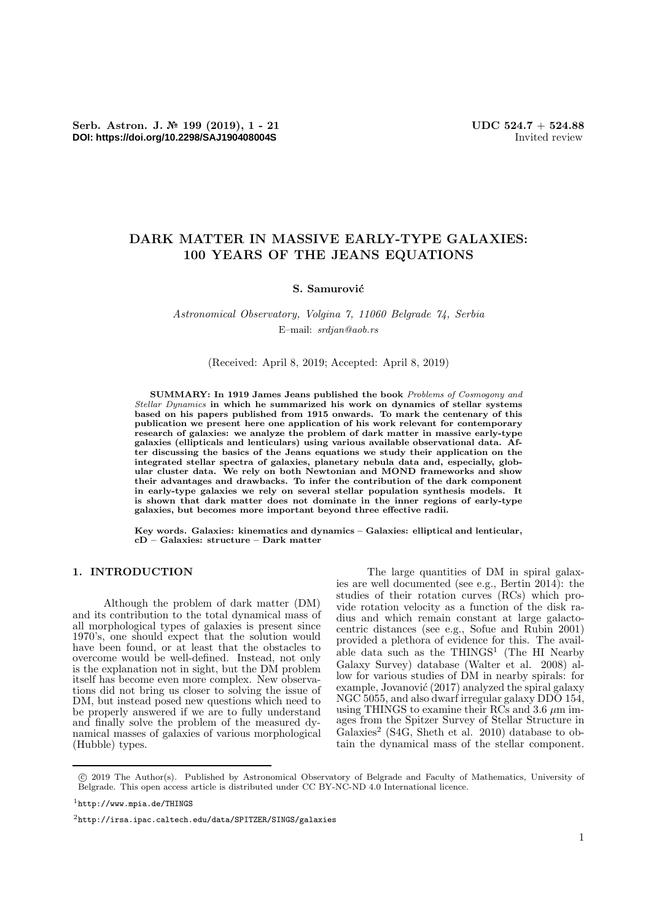Serb. Astron. J. № 199 (2019), 1 - 21
**DOI: https://doi.org/10.2298/SAJ190408004S**

UDC 524.7 + 524.88
Invited review

# DARK MATTER IN MASSIVE EARLY-TYPE GALAXIES: 100 YEARS OF THE JEANS EQUATIONS

**S. Samurović**

*Astronomical Observatory, Volgina 7, 11060 Belgrade 74, Serbia*
E–mail: *srdjan@aob.rs*

(Received: April 8, 2019; Accepted: April 8, 2019)

**SUMMARY: In 1919 James Jeans published the book** ***Problems of Cosmogony and Stellar Dynamics*** **in which he summarized his work on dynamics of stellar systems based on his papers published from 1915 onwards. To mark the centenary of this publication we present here one application of his work relevant for contemporary research of galaxies: we analyze the problem of dark matter in massive early-type galaxies (ellipticals and lenticulars) using various available observational data. After discussing the basics of the Jeans equations we study their application on the integrated stellar spectra of galaxies, planetary nebula data and, especially, globular cluster data. We rely on both Newtonian and MOND frameworks and show their advantages and drawbacks. To infer the contribution of the dark component in early-type galaxies we rely on several stellar population synthesis models. It is shown that dark matter does not dominate in the inner regions of early-type galaxies, but becomes more important beyond three effective radii.**

**Key words. Galaxies: kinematics and dynamics – Galaxies: elliptical and lenticular, cD – Galaxies: structure – Dark matter**

## 1. INTRODUCTION

Although the problem of dark matter (DM) and its contribution to the total dynamical mass of all morphological types of galaxies is present since 1970's, one should expect that the solution would have been found, or at least that the obstacles to overcome would be well-defined. Instead, not only is the explanation not in sight, but the DM problem itself has become even more complex. New observations did not bring us closer to solving the issue of DM, but instead posed new questions which need to be properly answered if we are to fully understand and finally solve the problem of the measured dynamical masses of galaxies of various morphological (Hubble) types.

The large quantities of DM in spiral galaxies are well documented (see e.g., Bertin 2014): the studies of their rotation curves (RCs) which provide rotation velocity as a function of the disk radius and which remain constant at large galactocentric distances (see e.g., Sofue and Rubin 2001) provided a plethora of evidence for this. The available data such as the THINGS[1] (The HI Nearby Galaxy Survey) database (Walter et al. 2008) allow for various studies of DM in nearby spirals: for example, Jovanović (2017) analyzed the spiral galaxy NGC 5055, and also dwarf irregular galaxy DDO 154, using THINGS to examine their RCs and 3.6 $\mu$m images from the Spitzer Survey of Stellar Structure in Galaxies[2] (S4G, Sheth et al. 2010) database to obtain the dynamical mass of the stellar component.

---

© 2019 The Author(s). Published by Astronomical Observatory of Belgrade and Faculty of Mathematics, University of Belgrade. This open access article is distributed under CC BY-NC-ND 4.0 International licence.

[1] http://www.mpia.de/THINGS

[2] http://irsa.ipac.caltech.edu/data/SPITZER/SINGS/galaxies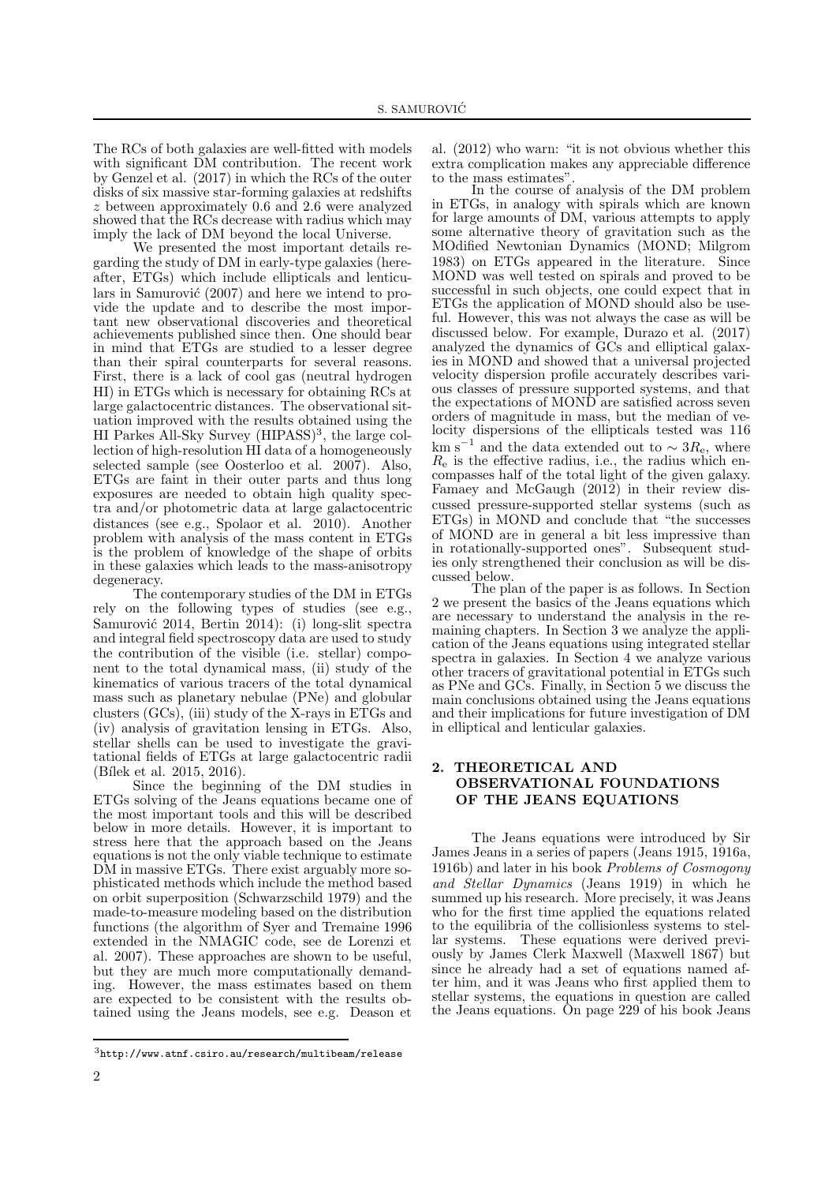The RCs of both galaxies are well-fitted with models with significant DM contribution. The recent work by Genzel et al. (2017) in which the RCs of the outer disks of six massive star-forming galaxies at redshifts $z$ between approximately 0.6 and 2.6 were analyzed showed that the RCs decrease with radius which may imply the lack of DM beyond the local Universe.

We presented the most important details regarding the study of DM in early-type galaxies (hereafter, ETGs) which include ellipticals and lenticulars in Samurović (2007) and here we intend to provide the update and to describe the most important new observational discoveries and theoretical achievements published since then. One should bear in mind that ETGs are studied to a lesser degree than their spiral counterparts for several reasons. First, there is a lack of cool gas (neutral hydrogen HI) in ETGs which is necessary for obtaining RCs at large galactocentric distances. The observational situation improved with the results obtained using the HI Parkes All-Sky Survey (HIPASS)[3], the large collection of high-resolution HI data of a homogeneously selected sample (see Oosterloo et al. 2007). Also, ETGs are faint in their outer parts and thus long exposures are needed to obtain high quality spectra and/or photometric data at large galactocentric distances (see e.g., Spolaor et al. 2010). Another problem with analysis of the mass content in ETGs is the problem of knowledge of the shape of orbits in these galaxies which leads to the mass-anisotropy degeneracy.

The contemporary studies of the DM in ETGs rely on the following types of studies (see e.g., Samurović 2014, Bertin 2014): (i) long-slit spectra and integral field spectroscopy data are used to study the contribution of the visible (i.e. stellar) component to the total dynamical mass, (ii) study of the kinematics of various tracers of the total dynamical mass such as planetary nebulae (PNe) and globular clusters (GCs), (iii) study of the X-rays in ETGs and (iv) analysis of gravitation lensing in ETGs. Also, stellar shells can be used to investigate the gravitational fields of ETGs at large galactocentric radii (Bílek et al. 2015, 2016).

Since the beginning of the DM studies in ETGs solving of the Jeans equations became one of the most important tools and this will be described below in more details. However, it is important to stress here that the approach based on the Jeans equations is not the only viable technique to estimate DM in massive ETGs. There exist arguably more sophisticated methods which include the method based on orbit superposition (Schwarzschild 1979) and the made-to-measure modeling based on the distribution functions (the algorithm of Syer and Tremaine 1996 extended in the NMAGIC code, see de Lorenzi et al. 2007). These approaches are shown to be useful, but they are much more computationally demanding. However, the mass estimates based on them are expected to be consistent with the results obtained using the Jeans models, see e.g. Deason et al. (2012) who warn: "it is not obvious whether this extra complication makes any appreciable difference to the mass estimates".

In the course of analysis of the DM problem in ETGs, in analogy with spirals which are known for large amounts of DM, various attempts to apply some alternative theory of gravitation such as the MOdified Newtonian Dynamics (MOND; Milgrom 1983) on ETGs appeared in the literature. Since MOND was well tested on spirals and proved to be successful in such objects, one could expect that in ETGs the application of MOND should also be useful. However, this was not always the case as will be discussed below. For example, Durazo et al. (2017) analyzed the dynamics of GCs and elliptical galaxies in MOND and showed that a universal projected velocity dispersion profile accurately describes various classes of pressure supported systems, and that the expectations of MOND are satisfied across seven orders of magnitude in mass, but the median of velocity dispersions of the ellipticals tested was 116 km s$^{-1}$ and the data extended out to $\sim 3R_\mathrm{e}$, where $R_\mathrm{e}$ is the effective radius, i.e., the radius which encompasses half of the total light of the given galaxy. Famaey and McGaugh (2012) in their review discussed pressure-supported stellar systems (such as ETGs) in MOND and conclude that "the successes of MOND are in general a bit less impressive than in rotationally-supported ones". Subsequent studies only strengthened their conclusion as will be discussed below.

The plan of the paper is as follows. In Section 2 we present the basics of the Jeans equations which are necessary to understand the analysis in the remaining chapters. In Section 3 we analyze the application of the Jeans equations using integrated stellar spectra in galaxies. In Section 4 we analyze various other tracers of gravitational potential in ETGs such as PNe and GCs. Finally, in Section 5 we discuss the main conclusions obtained using the Jeans equations and their implications for future investigation of DM in elliptical and lenticular galaxies.

## 2. THEORETICAL AND OBSERVATIONAL FOUNDATIONS OF THE JEANS EQUATIONS

The Jeans equations were introduced by Sir James Jeans in a series of papers (Jeans 1915, 1916a, 1916b) and later in his book *Problems of Cosmogony and Stellar Dynamics* (Jeans 1919) in which he summed up his research. More precisely, it was Jeans who for the first time applied the equations related to the equilibria of the collisionless systems to stellar systems. These equations were derived previously by James Clerk Maxwell (Maxwell 1867) but since he already had a set of equations named after him, and it was Jeans who first applied them to stellar systems, the equations in question are called the Jeans equations. On page 229 of his book Jeans

[3] http://www.atnf.csiro.au/research/multibeam/release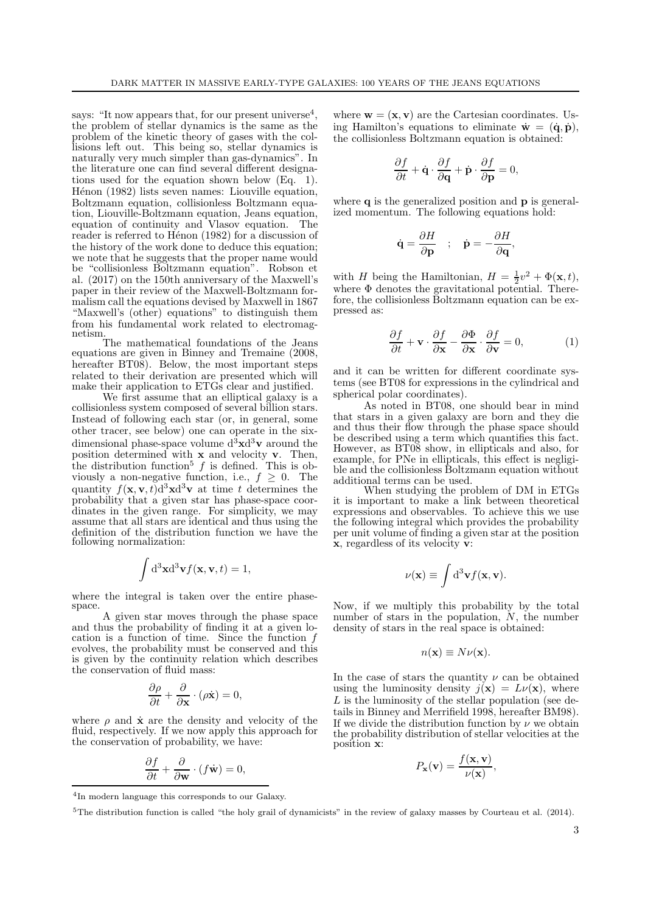says: "It now appears that, for our present universe[4], the problem of stellar dynamics is the same as the problem of the kinetic theory of gases with the collisions left out. This being so, stellar dynamics is naturally very much simpler than gas-dynamics". In the literature one can find several different designations used for the equation shown below (Eq. 1). Hénon (1982) lists seven names: Liouville equation, Boltzmann equation, collisionless Boltzmann equation, Liouville-Boltzmann equation, Jeans equation, equation of continuity and Vlasov equation. The reader is referred to Hénon (1982) for a discussion of the history of the work done to deduce this equation; we note that he suggests that the proper name would be "collisionless Boltzmann equation". Robson et al. (2017) on the 150th anniversary of the Maxwell's paper in their review of the Maxwell-Boltzmann formalism call the equations devised by Maxwell in 1867 "Maxwell's (other) equations" to distinguish them from his fundamental work related to electromagnetism.

The mathematical foundations of the Jeans equations are given in Binney and Tremaine (2008, hereafter BT08). Below, the most important steps related to their derivation are presented which will make their application to ETGs clear and justified.

We first assume that an elliptical galaxy is a collisionless system composed of several billion stars. Instead of following each star (or, in general, some other tracer, see below) one can operate in the six-dimensional phase-space volume $\mathrm{d}^3\mathbf{x}\mathrm{d}^3\mathbf{v}$ around the position determined with $\mathbf{x}$ and velocity $\mathbf{v}$. Then, the distribution function[5] $f$ is defined. This is obviously a non-negative function, i.e., $f \geq 0$. The quantity $f(\mathbf{x}, \mathbf{v}, t)\mathrm{d}^3\mathbf{x}\mathrm{d}^3\mathbf{v}$ at time $t$ determines the probability that a given star has phase-space coordinates in the given range. For simplicity, we may assume that all stars are identical and thus using the definition of the distribution function we have the following normalization:

$$\int \mathrm{d}^3\mathbf{x}\mathrm{d}^3\mathbf{v} f(\mathbf{x}, \mathbf{v}, t) = 1,$$

where the integral is taken over the entire phase-space.

A given star moves through the phase space and thus the probability of finding it at a given location is a function of time. Since the function $f$ evolves, the probability must be conserved and this is given by the continuity relation which describes the conservation of fluid mass:

$$\frac{\partial \rho}{\partial t} + \frac{\partial}{\partial \mathbf{x}} \cdot (\rho \dot{\mathbf{x}}) = 0,$$

where $\rho$ and $\dot{\mathbf{x}}$ are the density and velocity of the fluid, respectively. If we now apply this approach for the conservation of probability, we have:

$$\frac{\partial f}{\partial t} + \frac{\partial}{\partial \mathbf{w}} \cdot (f \dot{\mathbf{w}}) = 0,$$

where $\mathbf{w} = (\mathbf{x}, \mathbf{v})$ are the Cartesian coordinates. Using Hamilton's equations to eliminate $\dot{\mathbf{w}} = (\dot{\mathbf{q}}, \dot{\mathbf{p}})$, the collisionless Boltzmann equation is obtained:

$$\frac{\partial f}{\partial t} + \dot{\mathbf{q}} \cdot \frac{\partial f}{\partial \mathbf{q}} + \dot{\mathbf{p}} \cdot \frac{\partial f}{\partial \mathbf{p}} = 0,$$

where $\mathbf{q}$ is the generalized position and $\mathbf{p}$ is generalized momentum. The following equations hold:

$$\dot{\mathbf{q}} = \frac{\partial H}{\partial \mathbf{p}} \quad ; \quad \dot{\mathbf{p}} = -\frac{\partial H}{\partial \mathbf{q}},$$

with $H$ being the Hamiltonian, $H = \frac{1}{2}v^2 + \Phi(\mathbf{x}, t)$, where $\Phi$ denotes the gravitational potential. Therefore, the collisionless Boltzmann equation can be expressed as:

$$\frac{\partial f}{\partial t} + \mathbf{v} \cdot \frac{\partial f}{\partial \mathbf{x}} - \frac{\partial \Phi}{\partial \mathbf{x}} \cdot \frac{\partial f}{\partial \mathbf{v}} = 0, \tag{1}$$

and it can be written for different coordinate systems (see BT08 for expressions in the cylindrical and spherical polar coordinates).

As noted in BT08, one should bear in mind that stars in a given galaxy are born and they die and thus their flow through the phase space should be described using a term which quantifies this fact. However, as BT08 show, in ellipticals and also, for example, for PNe in ellipticals, this effect is negligible and the collisionless Boltzmann equation without additional terms can be used.

When studying the problem of DM in ETGs it is important to make a link between theoretical expressions and observables. To achieve this we use the following integral which provides the probability per unit volume of finding a given star at the position $\mathbf{x}$, regardless of its velocity $\mathbf{v}$:

$$\nu(\mathbf{x}) \equiv \int \mathrm{d}^3\mathbf{v} f(\mathbf{x}, \mathbf{v}).$$

Now, if we multiply this probability by the total number of stars in the population, $N$, the number density of stars in the real space is obtained:

$$n(\mathbf{x}) \equiv N\nu(\mathbf{x}).$$

In the case of stars the quantity $\nu$ can be obtained using the luminosity density $j(\mathbf{x}) = L\nu(\mathbf{x})$, where $L$ is the luminosity of the stellar population (see details in Binney and Merrifield 1998, hereafter BM98). If we divide the distribution function by $\nu$ we obtain the probability distribution of stellar velocities at the position $\mathbf{x}$:

$$P_{\mathbf{x}}(\mathbf{v}) = \frac{f(\mathbf{x}, \mathbf{v})}{\nu(\mathbf{x})},$$

[4] In modern language this corresponds to our Galaxy.

[5] The distribution function is called "the holy grail of dynamicists" in the review of galaxy masses by Courteau et al. (2014).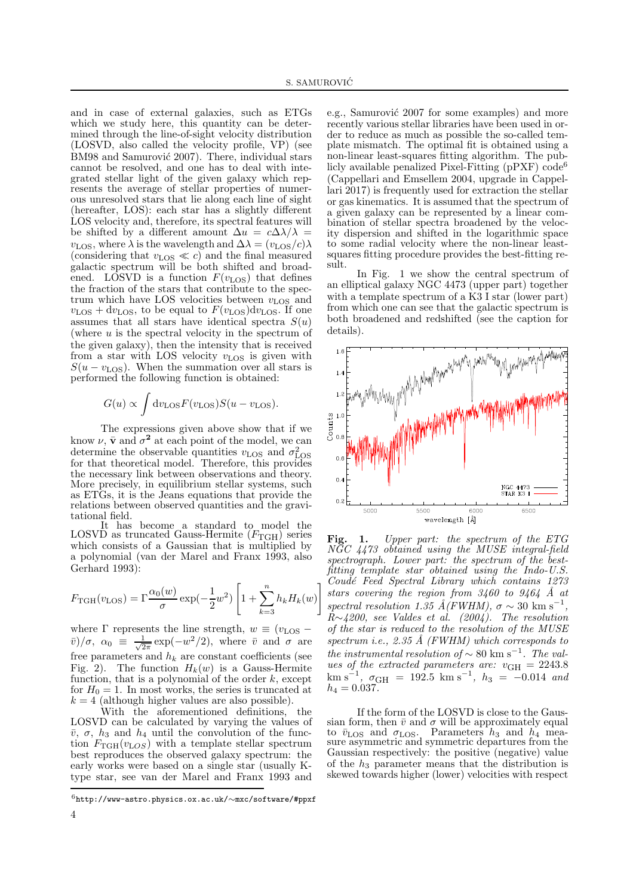and in case of external galaxies, such as ETGs which we study here, this quantity can be determined through the line-of-sight velocity distribution (LOSVD, also called the velocity profile, VP) (see BM98 and Samurović 2007). There, individual stars cannot be resolved, and one has to deal with integrated stellar light of the given galaxy which represents the average of stellar properties of numerous unresolved stars that lie along each line of sight (hereafter, LOS): each star has a slightly different LOS velocity and, therefore, its spectral features will be shifted by a different amount $\Delta u = c\Delta\lambda/\lambda = v_{\rm LOS}$, where $\lambda$ is the wavelength and $\Delta\lambda = (v_{\rm LOS}/c)\lambda$ (considering that $v_{\rm LOS} \ll c$) and the final measured galactic spectrum will be both shifted and broadened. LOSVD is a function $F(v_{\rm LOS})$ that defines the fraction of the stars that contribute to the spectrum which have LOS velocities between $v_{\rm LOS}$ and $v_{\rm LOS} + {\rm d}v_{\rm LOS}$, to be equal to $F(v_{\rm LOS}){\rm d}v_{\rm LOS}$. If one assumes that all stars have identical spectra $S(u)$ (where $u$ is the spectral velocity in the spectrum of the given galaxy), then the intensity that is received from a star with LOS velocity $v_{\rm LOS}$ is given with $S(u - v_{\rm LOS})$. When the summation over all stars is performed the following function is obtained:

$$G(u) \propto \int {\rm d}v_{\rm LOS} F(v_{\rm LOS}) S(u - v_{\rm LOS}).$$

The expressions given above show that if we know $\nu$, $\bar{\mathbf{v}}$ and $\sigma^{\mathbf{2}}$ at each point of the model, we can determine the observable quantities $v_{\rm LOS}$ and $\sigma^2_{\rm LOS}$ for that theoretical model. Therefore, this provides the necessary link between observations and theory. More precisely, in equilibrium stellar systems, such as ETGs, it is the Jeans equations that provide the relations between observed quantities and the gravitational field.

It has become a standard to model the LOSVD as truncated Gauss-Hermite ($F_{\rm TGH}$) series which consists of a Gaussian that is multiplied by a polynomial (van der Marel and Franx 1993, also Gerhard 1993):

$$F_{\rm TGH}(v_{\rm LOS}) = \Gamma \frac{\alpha_0(w)}{\sigma} \exp(-\frac{1}{2}w^2) \left[1 + \sum_{k=3}^{n} h_k H_k(w)\right]$$

where $\Gamma$ represents the line strength, $w \equiv (v_{\rm LOS} - \bar{v})/\sigma$, $\alpha_0 \equiv \frac{1}{\sqrt{2\pi}} \exp(-w^2/2)$, where $\bar{v}$ and $\sigma$ are free parameters and $h_k$ are constant coefficients (see Fig. 2). The function $H_k(w)$ is a Gauss-Hermite function, that is a polynomial of the order $k$, except for $H_0 = 1$. In most works, the series is truncated at $k = 4$ (although higher values are also possible).

With the aforementioned definitions, the LOSVD can be calculated by varying the values of $\bar{v}$, $\sigma$, $h_3$ and $h_4$ until the convolution of the function $F_{\rm TGH}(v_{LOS})$ with a template stellar spectrum best reproduces the observed galaxy spectrum: the early works were based on a single star (usually K-type star, see van der Marel and Franx 1993 and e.g., Samurović 2007 for some examples) and more recently various stellar libraries have been used in order to reduce as much as possible the so-called template mismatch. The optimal fit is obtained using a non-linear least-squares fitting algorithm. The publicly available penalized Pixel-Fitting (pPXF) code[6] (Cappellari and Emsellem 2004, upgrade in Cappellari 2017) is frequently used for extraction the stellar or gas kinematics. It is assumed that the spectrum of a given galaxy can be represented by a linear combination of stellar spectra broadened by the velocity dispersion and shifted in the logarithmic space to some radial velocity where the non-linear least-squares fitting procedure provides the best-fitting result.

In Fig. 1 we show the central spectrum of an elliptical galaxy NGC 4473 (upper part) together with a template spectrum of a K3 I star (lower part) from which one can see that the galactic spectrum is both broadened and redshifted (see the caption for details).

**Fig. 1.** *Upper part: the spectrum of the ETG NGC 4473 obtained using the MUSE integral-field spectrograph. Lower part: the spectrum of the best-fitting template star obtained using the Indo-U.S. Coudé Feed Spectral Library which contains 1273 stars covering the region from 3460 to 9464 Å at spectral resolution 1.35 Å (FWHM), $\sigma \sim 30$ km s$^{-1}$, R∼4200, see Valdes et al. (2004). The resolution of the star is reduced to the resolution of the MUSE spectrum i.e., 2.35 Å (FWHM) which corresponds to the instrumental resolution of ∼ 80 km s$^{-1}$. The values of the extracted parameters are: $v_{\rm GH} = 2243.8$ km s$^{-1}$, $\sigma_{\rm GH} = 192.5$ km s$^{-1}$, $h_3 = -0.014$ and $h_4 = 0.037$.*

If the form of the LOSVD is close to the Gaussian form, then $\bar{v}$ and $\sigma$ will be approximately equal to $\bar{v}_{\rm LOS}$ and $\sigma_{\rm LOS}$. Parameters $h_3$ and $h_4$ measure asymmetric and symmetric departures from the Gaussian respectively: the positive (negative) value of the $h_3$ parameter means that the distribution is skewed towards higher (lower) velocities with respect

[6] http://www-astro.physics.ox.ac.uk/∼mxc/software/#ppxf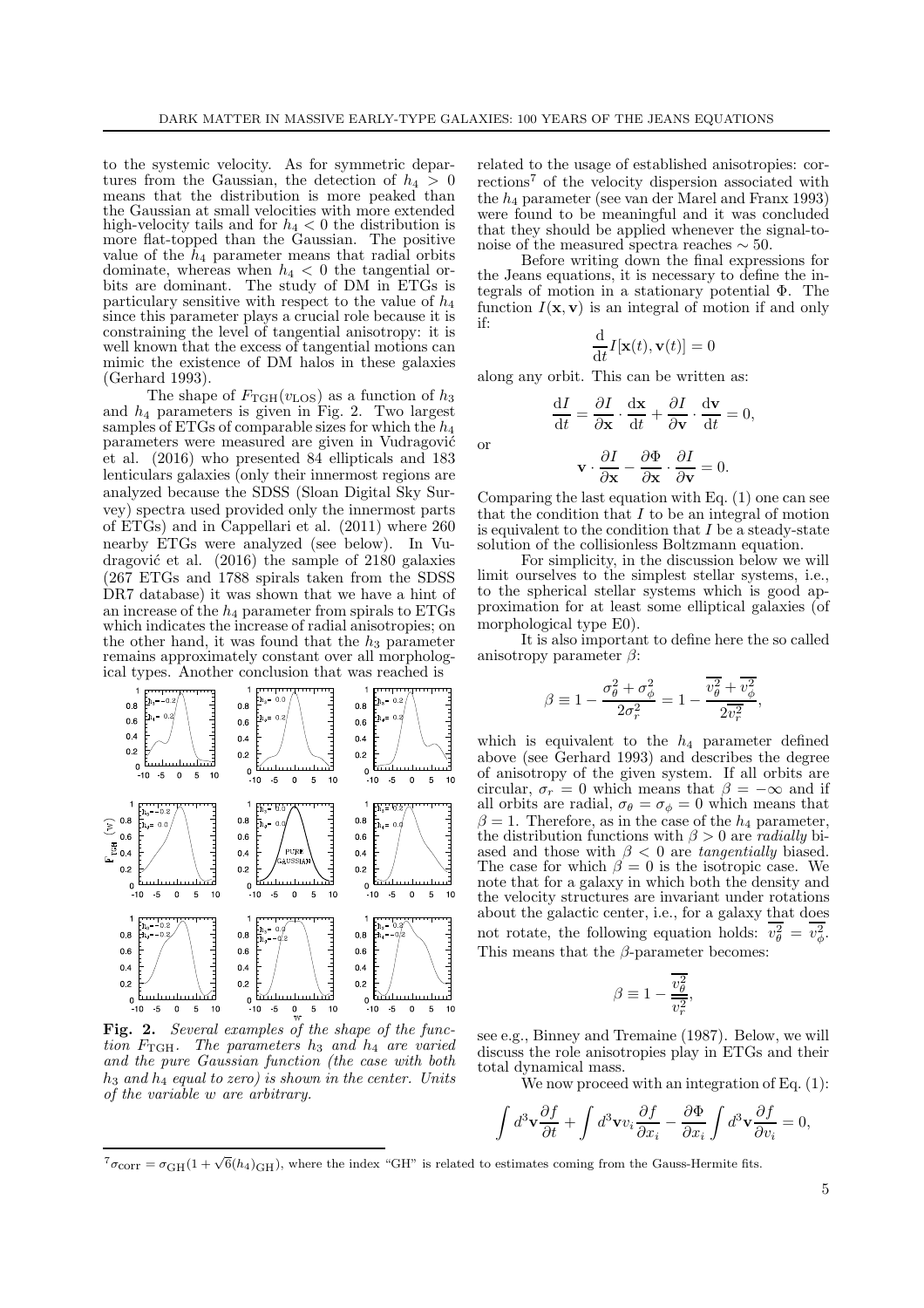to the systemic velocity. As for symmetric departures from the Gaussian, the detection of $h_4 > 0$ means that the distribution is more peaked than the Gaussian at small velocities with more extended high-velocity tails and for $h_4 < 0$ the distribution is more flat-topped than the Gaussian. The positive value of the $h_4$ parameter means that radial orbits dominate, whereas when $h_4 < 0$ the tangential orbits are dominant. The study of DM in ETGs is particulary sensitive with respect to the value of $h_4$ since this parameter plays a crucial role because it is constraining the level of tangential anisotropy: it is well known that the excess of tangential motions can mimic the existence of DM halos in these galaxies (Gerhard 1993).

The shape of $F_{\rm TGH}(v_{\rm LOS})$ as a function of $h_3$ and $h_4$ parameters is given in Fig. 2. Two largest samples of ETGs of comparable sizes for which the $h_4$ parameters were measured are given in Vudragović et al. (2016) who presented 84 ellipticals and 183 lenticulars galaxies (only their innermost regions are analyzed because the SDSS (Sloan Digital Sky Survey) spectra used provided only the innermost parts of ETGs) and in Cappellari et al. (2011) where 260 nearby ETGs were analyzed (see below). In Vudragović et al. (2016) the sample of 2180 galaxies (267 ETGs and 1788 spirals taken from the SDSS DR7 database) it was shown that we have a hint of an increase of the $h_4$ parameter from spirals to ETGs which indicates the increase of radial anisotropies; on the other hand, it was found that the $h_3$ parameter remains approximately constant over all morphological types. Another conclusion that was reached is

**Fig. 2.** *Several examples of the shape of the function $F_{\rm TGH}$. The parameters $h_3$ and $h_4$ are varied and the pure Gaussian function (the case with both $h_3$ and $h_4$ equal to zero) is shown in the center. Units of the variable $w$ are arbitrary.*

related to the usage of established anisotropies: corrections[7] of the velocity dispersion associated with the $h_4$ parameter (see van der Marel and Franx 1993) were found to be meaningful and it was concluded that they should be applied whenever the signal-to-noise of the measured spectra reaches $\sim 50$.

Before writing down the final expressions for the Jeans equations, it is necessary to define the integrals of motion in a stationary potential $\Phi$. The function $I(\mathbf{x}, \mathbf{v})$ is an integral of motion if and only if:

$$\frac{\mathrm{d}}{\mathrm{d}t} I[\mathbf{x}(t), \mathbf{v}(t)] = 0$$

along any orbit. This can be written as:

$$\frac{\mathrm{d}I}{\mathrm{d}t} = \frac{\partial I}{\partial \mathbf{x}} \cdot \frac{\mathrm{d}\mathbf{x}}{\mathrm{d}t} + \frac{\partial I}{\partial \mathbf{v}} \cdot \frac{\mathrm{d}\mathbf{v}}{\mathrm{d}t} = 0,$$

or

$$\mathbf{v} \cdot \frac{\partial I}{\partial \mathbf{x}} - \frac{\partial \Phi}{\partial \mathbf{x}} \cdot \frac{\partial I}{\partial \mathbf{v}} = 0.$$

Comparing the last equation with Eq. (1) one can see that the condition that $I$ to be an integral of motion is equivalent to the condition that $I$ be a steady-state solution of the collisionless Boltzmann equation.

For simplicity, in the discussion below we will limit ourselves to the simplest stellar systems, i.e., to the spherical stellar systems which is good approximation for at least some elliptical galaxies (of morphological type E0).

It is also important to define here the so called anisotropy parameter $\beta$:

$$\beta \equiv 1 - \frac{\sigma_\theta^2 + \sigma_\phi^2}{2\sigma_r^2} = 1 - \frac{\overline{v_\theta^2} + \overline{v_\phi^2}}{2\overline{v_r^2}},$$

which is equivalent to the $h_4$ parameter defined above (see Gerhard 1993) and describes the degree of anisotropy of the given system. If all orbits are circular, $\sigma_r = 0$ which means that $\beta = -\infty$ and if all orbits are radial, $\sigma_\theta = \sigma_\phi = 0$ which means that $\beta = 1$. Therefore, as in the case of the $h_4$ parameter, the distribution functions with $\beta > 0$ are *radially* biased and those with $\beta < 0$ are *tangentially* biased. The case for which $\beta = 0$ is the isotropic case. We note that for a galaxy in which both the density and the velocity structures are invariant under rotations about the galactic center, i.e., for a galaxy that does not rotate, the following equation holds: $\overline{v_\theta^2} = \overline{v_\phi^2}$. This means that the $\beta$-parameter becomes:

$$\beta \equiv 1 - \frac{\overline{v_\theta^2}}{\overline{v_r^2}},$$

see e.g., Binney and Tremaine (1987). Below, we will discuss the role anisotropies play in ETGs and their total dynamical mass.

We now proceed with an integration of Eq. (1):

$$\int d^3\mathbf{v} \frac{\partial f}{\partial t} + \int d^3\mathbf{v} v_i \frac{\partial f}{\partial x_i} - \frac{\partial \Phi}{\partial x_i} \int d^3\mathbf{v} \frac{\partial f}{\partial v_i} = 0,$$

[7] $\sigma_{\rm corr} = \sigma_{\rm GH}(1 + \sqrt{6}(h_4)_{\rm GH})$, where the index "GH" is related to estimates coming from the Gauss-Hermite fits.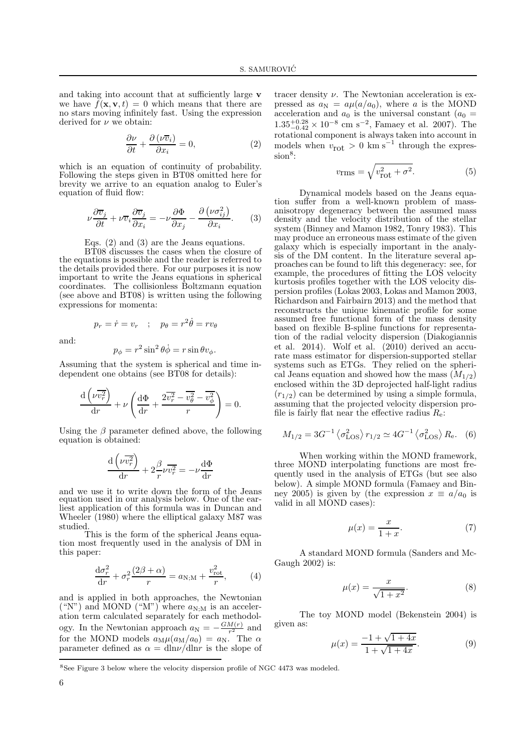and taking into account that at sufficiently large $\mathbf{v}$ we have $f(\mathbf{x}, \mathbf{v}, t) = 0$ which means that there are no stars moving infinitely fast. Using the expression derived for $\nu$ we obtain:

$$\frac{\partial \nu}{\partial t} + \frac{\partial (\nu \overline{v}_i)}{\partial x_i} = 0, \tag{2}$$

which is an equation of continuity of probability. Following the steps given in BT08 omitted here for brevity we arrive to an equation analog to Euler's equation of fluid flow:

$$\nu \frac{\partial \overline{v}_j}{\partial t} + \nu \overline{v}_i \frac{\partial \overline{v}_j}{\partial x_i} = -\nu \frac{\partial \Phi}{\partial x_j} - \frac{\partial \left(\nu \sigma_{ij}^2\right)}{\partial x_i}. \tag{3}$$

Eqs. (2) and (3) are the Jeans equations.

BT08 discusses the cases when the closure of the equations is possible and the reader is referred to the details provided there. For our purposes it is now important to write the Jeans equations in spherical coordinates. The collisionless Boltzmann equation (see above and BT08) is written using the following expressions for momenta:

$$p_r = \dot{r} = v_r \quad ; \quad p_\theta = r^2 \dot{\theta} = r v_\theta$$

and:

$$p_\phi = r^2 \sin^2\theta \dot{\phi} = r \sin\theta v_\phi.$$

Assuming that the system is spherical and time independent one obtains (see BT08 for details):

$$\frac{\mathrm{d}\left(\nu \overline{v_r^2}\right)}{\mathrm{d}r} + \nu \left( \frac{\mathrm{d}\Phi}{\mathrm{d}r} + \frac{2\overline{v_r^2} - \overline{v_\theta^2} - \overline{v_\phi^2}}{r} \right) = 0.$$

Using the $\beta$ parameter defined above, the following equation is obtained:

$$\frac{\mathrm{d}\left(\nu \overline{v_r^2}\right)}{\mathrm{d}r} + 2\frac{\beta}{r}\nu \overline{v_r^2} = -\nu \frac{\mathrm{d}\Phi}{\mathrm{d}r}$$

and we use it to write down the form of the Jeans equation used in our analysis below. One of the earliest application of this formula was in Duncan and Wheeler (1980) where the elliptical galaxy M87 was studied.

This is the form of the spherical Jeans equation most frequently used in the analysis of DM in this paper:

$$\frac{\mathrm{d}\sigma_r^2}{\mathrm{d}r} + \sigma_r^2 \frac{(2\beta + \alpha)}{r} = a_{\mathrm{N;M}} + \frac{v_{\mathrm{rot}}^2}{r}, \tag{4}$$

and is applied in both approaches, the Newtonian ("N") and MOND ("M") where $a_{\mathrm{N;M}}$ is an acceleration term calculated separately for each methodology. In the Newtonian approach $a_{\mathrm{N}} = -\frac{GM(r)}{r^2}$ and for the MOND models $a_{\mathrm{M}}\mu(a_{\mathrm{M}}/a_0) = a_{\mathrm{N}}$. The $\alpha$ parameter defined as $\alpha = \mathrm{dln}\nu/\mathrm{dln}r$ is the slope of tracer density $\nu$. The Newtonian acceleration is expressed as $a_{\mathrm{N}} = a\mu(a/a_0)$, where $a$ is the MOND acceleration and $a_0$ is the universal constant ($a_0 = 1.35^{+0.28}_{-0.42} \times 10^{-8}$ cm s$^{-2}$, Famaey et al. 2007). The rotational component is always taken into account in models when $v_{\mathrm{rot}} > 0$ km s$^{-1}$ through the expression[8]:

$$v_{\mathrm{rms}} = \sqrt{v_{\mathrm{rot}}^2 + \sigma^2}. \tag{5}$$

Dynamical models based on the Jeans equation suffer from a well-known problem of mass-anisotropy degeneracy between the assumed mass density and the velocity distribution of the stellar system (Binney and Mamon 1982, Tonry 1983). This may produce an erroneous mass estimate of the given galaxy which is especially important in the analysis of the DM content. In the literature several approaches can be found to lift this degeneracy: see, for example, the procedures of fitting the LOS velocity kurtosis profiles together with the LOS velocity dispersion profiles (Łokas 2003, Łokas and Mamon 2003, Richardson and Fairbairn 2013) and the method that reconstructs the unique kinematic profile for some assumed free functional form of the mass density based on flexible B-spline functions for representation of the radial velocity dispersion (Diakogiannis et al. 2014). Wolf et al. (2010) derived an accurate mass estimator for dispersion-supported stellar systems such as ETGs. They relied on the spherical Jeans equation and showed how the mass ($M_{1/2}$) enclosed within the 3D deprojected half-light radius ($r_{1/2}$) can be determined by using a simple formula, assuming that the projected velocity dispersion profile is fairly flat near the effective radius $R_{\mathrm{e}}$:

$$M_{1/2} = 3G^{-1} \left\langle \sigma_{\mathrm{LOS}}^2 \right\rangle r_{1/2} \simeq 4G^{-1} \left\langle \sigma_{\mathrm{LOS}}^2 \right\rangle R_{\mathrm{e}}. \tag{6}$$

When working within the MOND framework, three MOND interpolating functions are most frequently used in the analysis of ETGs (but see also below). A simple MOND formula (Famaey and Binney 2005) is given by (the expression $x \equiv a/a_0$ is valid in all MOND cases):

$$\mu(x) = \frac{x}{1+x}. \tag{7}$$

A standard MOND formula (Sanders and McGaugh 2002) is:

$$\mu(x) = \frac{x}{\sqrt{1+x^2}}. \tag{8}$$

The toy MOND model (Bekenstein 2004) is given as:

$$\mu(x) = \frac{-1 + \sqrt{1+4x}}{1 + \sqrt{1+4x}}. \tag{9}$$

[8] See Figure 3 below where the velocity dispersion profile of NGC 4473 was modeled.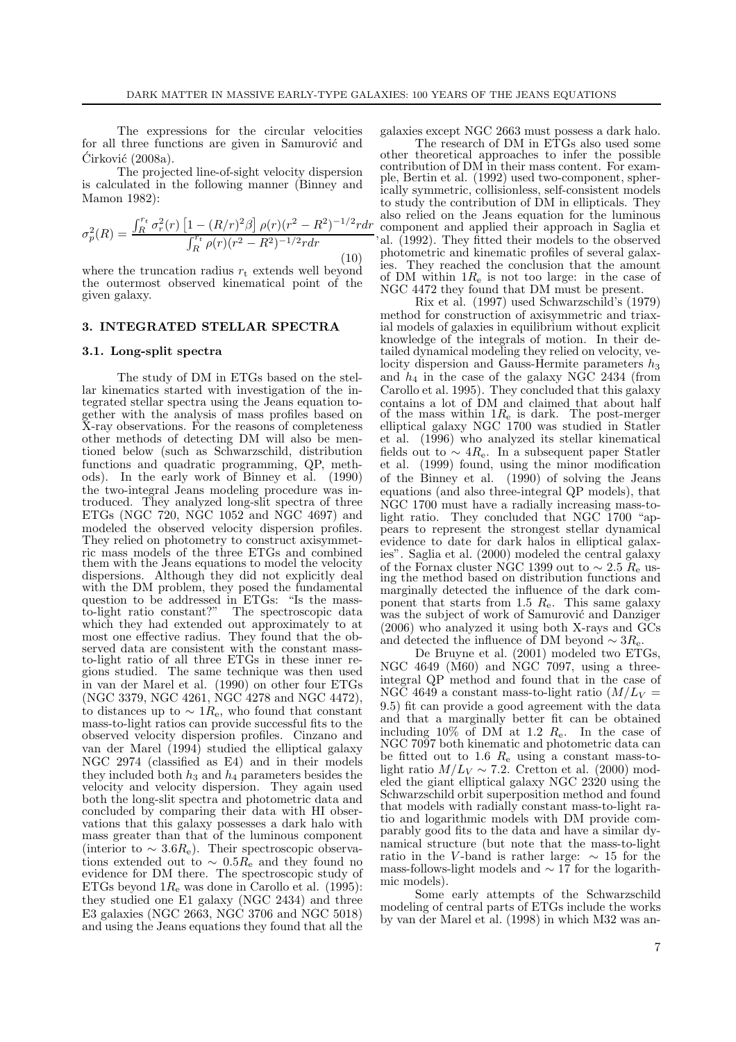The expressions for the circular velocities for all three functions are given in Samurović and Ćirković (2008a).

The projected line-of-sight velocity dispersion is calculated in the following manner (Binney and Mamon 1982):

$$\sigma_p^2(R) = \frac{\int_R^{r_t} \sigma_r^2(r) \left[1 - (R/r)^2\beta\right] \rho(r)(r^2 - R^2)^{-1/2} r dr}{\int_R^{r_t} \rho(r)(r^2 - R^2)^{-1/2} r dr}, \tag{10}$$

where the truncation radius $r_t$ extends well beyond the outermost observed kinematical point of the given galaxy.

## 3. INTEGRATED STELLAR SPECTRA

### 3.1. Long-split spectra

The study of DM in ETGs based on the stellar kinematics started with investigation of the integrated stellar spectra using the Jeans equation together with the analysis of mass profiles based on X-ray observations. For the reasons of completeness other methods of detecting DM will also be mentioned below (such as Schwarzschild, distribution functions and quadratic programming, QP, methods). In the early work of Binney et al. (1990) the two-integral Jeans modeling procedure was introduced. They analyzed long-slit spectra of three ETGs (NGC 720, NGC 1052 and NGC 4697) and modeled the observed velocity dispersion profiles. They relied on photometry to construct axisymmetric mass models of the three ETGs and combined them with the Jeans equations to model the velocity dispersions. Although they did not explicitly deal with the DM problem, they posed the fundamental question to be addressed in ETGs: "Is the mass-to-light ratio constant?" The spectroscopic data which they had extended out approximately to at most one effective radius. They found that the observed data are consistent with the constant mass-to-light ratio of all three ETGs in these inner regions studied. The same technique was then used in van der Marel et al. (1990) on other four ETGs (NGC 3379, NGC 4261, NGC 4278 and NGC 4472), to distances up to $\sim 1R_e$, who found that constant mass-to-light ratios can provide successful fits to the observed velocity dispersion profiles. Cinzano and van der Marel (1994) studied the elliptical galaxy NGC 2974 (classified as E4) and in their models they included both $h_3$ and $h_4$ parameters besides the velocity and velocity dispersion. They again used both the long-slit spectra and photometric data and concluded by comparing their data with HI observations that this galaxy possesses a dark halo with mass greater than that of the luminous component (interior to $\sim 3.6R_e$). Their spectroscopic observations extended out to $\sim 0.5R_e$ and they found no evidence for DM there. The spectroscopic study of ETGs beyond $1R_e$ was done in Carollo et al. (1995): they studied one E1 galaxy (NGC 2434) and three E3 galaxies (NGC 2663, NGC 3706 and NGC 5018) and using the Jeans equations they found that all the galaxies except NGC 2663 must possess a dark halo.

The research of DM in ETGs also used some other theoretical approaches to infer the possible contribution of DM in their mass content. For example, Bertin et al. (1992) used two-component, spherically symmetric, collisionless, self-consistent models to study the contribution of DM in ellipticals. They also relied on the Jeans equation for the luminous component and applied their approach in Saglia et al. (1992). They fitted their models to the observed photometric and kinematic profiles of several galaxies. They reached the conclusion that the amount of DM within $1R_e$ is not too large: in the case of NGC 4472 they found that DM must be present.

Rix et al. (1997) used Schwarzschild's (1979) method for construction of axisymmetric and triaxial models of galaxies in equilibrium without explicit knowledge of the integrals of motion. In their detailed dynamical modeling they relied on velocity, velocity dispersion and Gauss-Hermite parameters $h_3$ and $h_4$ in the case of the galaxy NGC 2434 (from Carollo et al. 1995). They concluded that this galaxy contains a lot of DM and claimed that about half of the mass within $1R_e$ is dark. The post-merger elliptical galaxy NGC 1700 was studied in Statler et al. (1996) who analyzed its stellar kinematical fields out to $\sim 4R_e$. In a subsequent paper Statler et al. (1999) found, using the minor modification of the Binney et al. (1990) of solving the Jeans equations (and also three-integral QP models), that NGC 1700 must have a radially increasing mass-to-light ratio. They concluded that NGC 1700 "appears to represent the strongest stellar dynamical evidence to date for dark halos in elliptical galaxies". Saglia et al. (2000) modeled the central galaxy of the Fornax cluster NGC 1399 out to $\sim 2.5\ R_e$ using the method based on distribution functions and marginally detected the influence of the dark component that starts from $1.5\ R_e$. This same galaxy was the subject of work of Samurović and Danziger (2006) who analyzed it using both X-rays and GCs and detected the influence of DM beyond $\sim 3R_e$.

De Bruyne et al. (2001) modeled two ETGs, NGC 4649 (M60) and NGC 7097, using a three-integral QP method and found that in the case of NGC 4649 a constant mass-to-light ratio ($M/L_V = 9.5$) fit can provide a good agreement with the data and that a marginally better fit can be obtained including 10% of DM at $1.2\ R_e$. In the case of NGC 7097 both kinematic and photometric data can be fitted out to $1.6\ R_e$ using a constant mass-to-light ratio $M/L_V \sim 7.2$. Cretton et al. (2000) modeled the giant elliptical galaxy NGC 2320 using the Schwarzschild orbit superposition method and found that models with radially constant mass-to-light ratio and logarithmic models with DM provide comparably good fits to the data and have a similar dynamical structure (but note that the mass-to-light ratio in the $V$-band is rather large: $\sim 15$ for the mass-follows-light models and $\sim 17$ for the logarithmic models).

Some early attempts of the Schwarzschild modeling of central parts of ETGs include the works by van der Marel et al. (1998) in which M32 was an-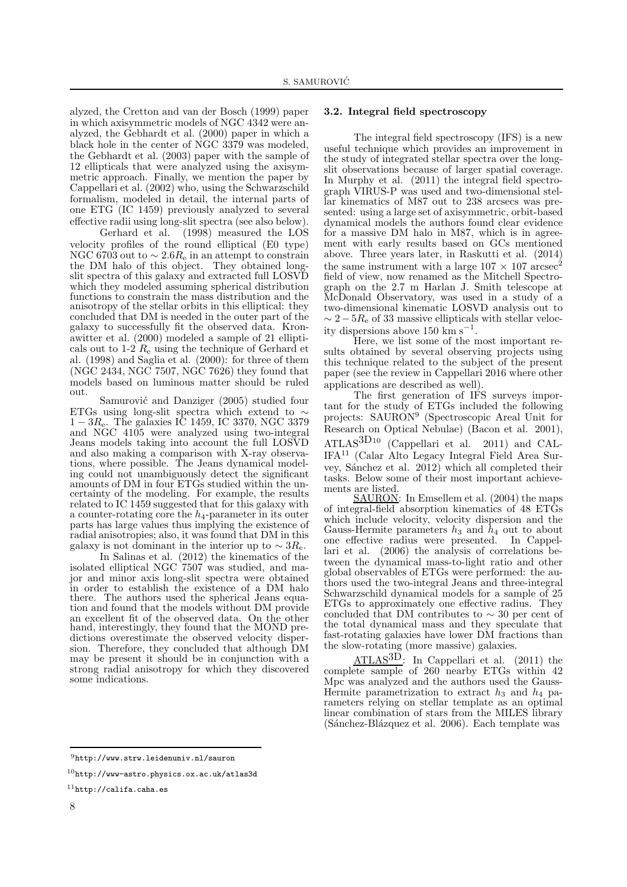alyzed, the Cretton and van der Bosch (1999) paper in which axisymmetric models of NGC 4342 were analyzed, the Gebhardt et al. (2000) paper in which a black hole in the center of NGC 3379 was modeled, the Gebhardt et al. (2003) paper with the sample of 12 ellipticals that were analyzed using the axisymmetric approach. Finally, we mention the paper by Cappellari et al. (2002) who, using the Schwarzschild formalism, modeled in detail, the internal parts of one ETG (IC 1459) previously analyzed to several effective radii using long-slit spectra (see also below).

Gerhard et al. (1998) measured the LOS velocity profiles of the round elliptical (E0 type) NGC 6703 out to $\sim 2.6 R_e$ in an attempt to constrain the DM halo of this object. They obtained long-slit spectra of this galaxy and extracted full LOSVD which they modeled assuming spherical distribution functions to constrain the mass distribution and the anisotropy of the stellar orbits in this elliptical: they concluded that DM is needed in the outer part of the galaxy to successfully fit the observed data. Kronawitter et al. (2000) modeled a sample of 21 ellipticals out to 1-2 $R_e$ using the technique of Gerhard et al. (1998) and Saglia et al. (2000): for three of them (NGC 2434, NGC 7507, NGC 7626) they found that models based on luminous matter should be ruled out.

Samurović and Danziger (2005) studied four ETGs using long-slit spectra which extend to $\sim 1 - 3R_e$. The galaxies IC 1459, IC 3370, NGC 3379 and NGC 4105 were analyzed using two-integral Jeans models taking into account the full LOSVD and also making a comparison with X-ray observations, where possible. The Jeans dynamical modeling could not unambiguously detect the significant amounts of DM in four ETGs studied within the uncertainty of the modeling. For example, the results related to IC 1459 suggested that for this galaxy with a counter-rotating core the $h_4$-parameter in its outer parts has large values thus implying the existence of radial anisotropies; also, it was found that DM in this galaxy is not dominant in the interior up to $\sim 3R_e$.

In Salinas et al. (2012) the kinematics of the isolated elliptical NGC 7507 was studied, and major and minor axis long-slit spectra were obtained in order to establish the existence of a DM halo there. The authors used the spherical Jeans equation and found that the models without DM provide an excellent fit of the observed data. On the other hand, interestingly, they found that the MOND predictions overestimate the observed velocity dispersion. Therefore, they concluded that although DM may be present it should be in conjunction with a strong radial anisotropy for which they discovered some indications.

### 3.2. Integral field spectroscopy

The integral field spectroscopy (IFS) is a new useful technique which provides an improvement in the study of integrated stellar spectra over the long-slit observations because of larger spatial coverage. In Murphy et al. (2011) the integral field spectrograph VIRUS-P was used and two-dimensional stellar kinematics of M87 out to 238 arcsecs was presented: using a large set of axisymmetric, orbit-based dynamical models the authors found clear evidence for a massive DM halo in M87, which is in agreement with early results based on GCs mentioned above. Three years later, in Raskutti et al. (2014) the same instrument with a large $107 \times 107$ arcsec$^2$ field of view, now renamed as the Mitchell Spectrograph on the 2.7 m Harlan J. Smith telescope at McDonald Observatory, was used in a study of a two-dimensional kinematic LOSVD analysis out to $\sim 2 - 5R_e$ of 33 massive ellipticals with stellar velocity dispersions above 150 km s$^{-1}$.

Here, we list some of the most important results obtained by several observing projects using this technique related to the subject of the present paper (see the review in Cappellari 2016 where other applications are described as well).

The first generation of IFS surveys important for the study of ETGs included the following projects: SAURON[9] (Spectroscopic Areal Unit for Research on Optical Nebulae) (Bacon et al. 2001), ATLAS$^{3D}$[10] (Cappellari et al. 2011) and CALIFA[11] (Calar Alto Legacy Integral Field Area Survey, Sánchez et al. 2012) which all completed their tasks. Below some of their most important achievements are listed.

SAURON: In Emsellem et al. (2004) the maps of integral-field absorption kinematics of 48 ETGs which include velocity, velocity dispersion and the Gauss-Hermite parameters $h_3$ and $h_4$ out to about one effective radius were presented. In Cappellari et al. (2006) the analysis of correlations between the dynamical mass-to-light ratio and other global observables of ETGs were performed: the authors used the two-integral Jeans and three-integral Schwarzschild dynamical models for a sample of 25 ETGs to approximately one effective radius. They concluded that DM contributes to $\sim 30$ per cent of the total dynamical mass and they speculate that fast-rotating galaxies have lower DM fractions than the slow-rotating (more massive) galaxies.

ATLAS$^{3D}$: In Cappellari et al. (2011) the complete sample of 260 nearby ETGs within 42 Mpc was analyzed and the authors used the Gauss-Hermite parametrization to extract $h_3$ and $h_4$ parameters relying on stellar template as an optimal linear combination of stars from the MILES library (Sánchez-Blázquez et al. 2006). Each template was

---

[9] http://www.strw.leidenuniv.nl/sauron

[10] http://www-astro.physics.ox.ac.uk/atlas3d

[11] http://califa.caha.es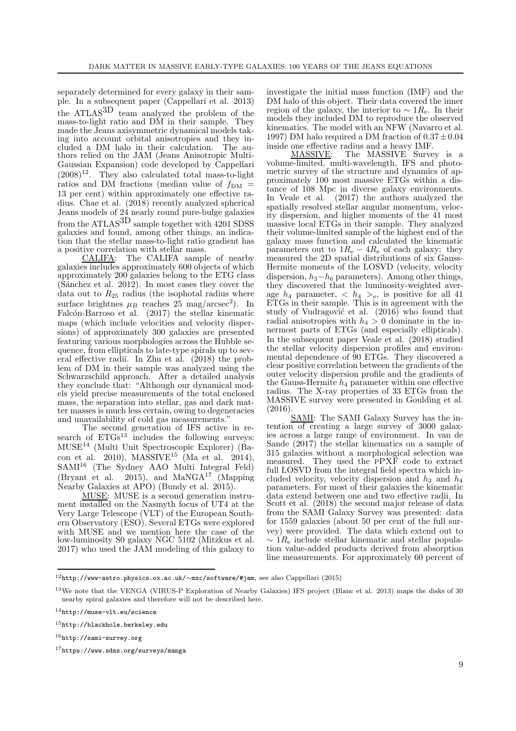separately determined for every galaxy in their sample. In a subsequent paper (Cappellari et al. 2013) the ATLAS$^{3D}$ team analyzed the problem of the mass-to-light ratio and DM in their sample. They made the Jeans axisymmetric dynamical models taking into account orbital anisotropies and they included a DM halo in their calculation. The authors relied on the JAM (Jeans Anisotropic Multi-Gaussian Expansion) code developed by Cappellari (2008)[12]. They also calculated total mass-to-light ratios and DM fractions (median value of $f_{\rm DM}$ = 13 per cent) within approximately one effective radius. Chae et al. (2018) recently analyzed spherical Jeans models of 24 nearly round pure-bulge galaxies from the ATLAS$^{3D}$ sample together with 4201 SDSS galaxies and found, among other things, an indication that the stellar mass-to-light ratio gradient has a positive correlation with stellar mass.

CALIFA: The CALIFA sample of nearby galaxies includes approximately 600 objects of which approximately 200 galaxies belong to the ETG class (Sánchez et al. 2012). In most cases they cover the data out to $R_{25}$ radius (the isophotal radius where surface brightnes $\mu_B$ reaches 25 mag/arcsec$^2$). In Falcón-Barroso et al. (2017) the stellar kinematic maps (which include velocities and velocity dispersions) of approximately 300 galaxies are presented featuring various morphologies across the Hubble sequence, from ellipticals to late-type spirals up to several effective radii. In Zhu et al. (2018) the problem of DM in their sample was analyzed using the Schwarzschild approach. After a detailed analysis they conclude that: "Although our dynamical models yield precise measurements of the total enclosed mass, the separation into stellar, gas and dark matter masses is much less certain, owing to degeneracies and unavailability of cold gas measurements."

The second generation of IFS active in research of ETGs[13] includes the following surveys: MUSE[14] (Multi Unit Spectroscopic Explorer) (Bacon et al. 2010), MASSIVE[15] (Ma et al. 2014), SAMI[16] (The Sydney AAO Multi Integral Feld) (Bryant et al. 2015), and MaNGA[17] (Mapping Nearby Galaxies at APO) (Bundy et al. 2015).

MUSE: MUSE is a second generation instrument installed on the Nasmyth focus of UT4 at the Very Large Telescope (VLT) of the European Southern Observatory (ESO). Several ETGs were explored with MUSE and we mention here the case of the low-luminosity S0 galaxy NGC 5102 (Mitzkus et al. 2017) who used the JAM modeling of this galaxy to investigate the initial mass function (IMF) and the DM halo of this object. Their data covered the inner region of the galaxy, the interior to $\sim 1R_{\rm e}$. In their models they included DM to reproduce the observed kinematics. The model with an NFW (Navarro et al. 1997) DM halo required a DM fraction of $0.37 \pm 0.04$ inside one effective radius and a heavy IMF.

MASSIVE: The MASSIVE Survey is a volume-limited, multi-wavelength, IFS and photometric survey of the structure and dynamics of approximately 100 most massive ETGs within a distance of 108 Mpc in diverse galaxy environments. In Veale et al. (2017) the authors analyzed the spatially resolved stellar angular momentum, velocity dispersion, and higher moments of the 41 most massive local ETGs in their sample. They analyzed their volume-limited sample of the highest end of the galaxy mass function and calculated the kinematic parameters out to $1R_{\rm e} - 4R_{\rm e}$ of each galaxy: they measured the 2D spatial distributions of six Gauss-Hermite moments of the LOSVD (velocity, velocity dispersion, $h_3 - h_6$ parameters). Among other things, they discovered that the luminosity-weighted average $h_4$ parameter, $< h_4 >_{\rm e}$, is positive for all 41 ETGs in their sample. This is in agreement with the study of Vudragović et al. (2016) who found that radial anisotropies with $h_4 > 0$ dominate in the innermost parts of ETGs (and especially ellipticals). In the subsequent paper Veale et al. (2018) studied the stellar velocity dispersion profiles and environmental dependence of 90 ETGs. They discovered a clear positive correlation between the gradients of the outer velocity dispersion profile and the gradients of the Gauss-Hermite $h_4$ parameter within one effective radius. The X-ray properties of 33 ETGs from the MASSIVE survey were presented in Goulding et al. (2016).

SAMI: The SAMI Galaxy Survey has the intention of creating a large survey of 3000 galaxies across a large range of environment. In van de Sande (2017) the stellar kinematics on a sample of 315 galaxies without a morphological selection was measured. They used the pPXF code to extract full LOSVD from the integral field spectra which included velocity, velocity dispersion and $h_3$ and $h_4$ parameters. For most of their galaxies the kinematic data extend between one and two effective radii. In Scott et al. (2018) the second major release of data from the SAMI Galaxy Survey was presented: data for 1559 galaxies (about 50 per cent of the full survey) were provided. The data which extend out to $\sim 1R_{\rm e}$ include stellar kinematic and stellar population value-added products derived from absorption line measurements. For approximately 60 percent of

---

[12] http://www-astro.physics.ox.ac.uk/∼mxc/software/#jam, see also Cappellari (2015)

[13] We note that the VENGA (VIRUS-P Exploration of Nearby Galaxies) IFS project (Blanc et al. 2013) maps the disks of 30 nearby spiral galaxies and therefore will not be described here.

[14] http://muse-vlt.eu/science

[15] http://blackhole.berkeley.edu

[16] http://sami-survey.org

[17] https://www.sdss.org/surveys/manga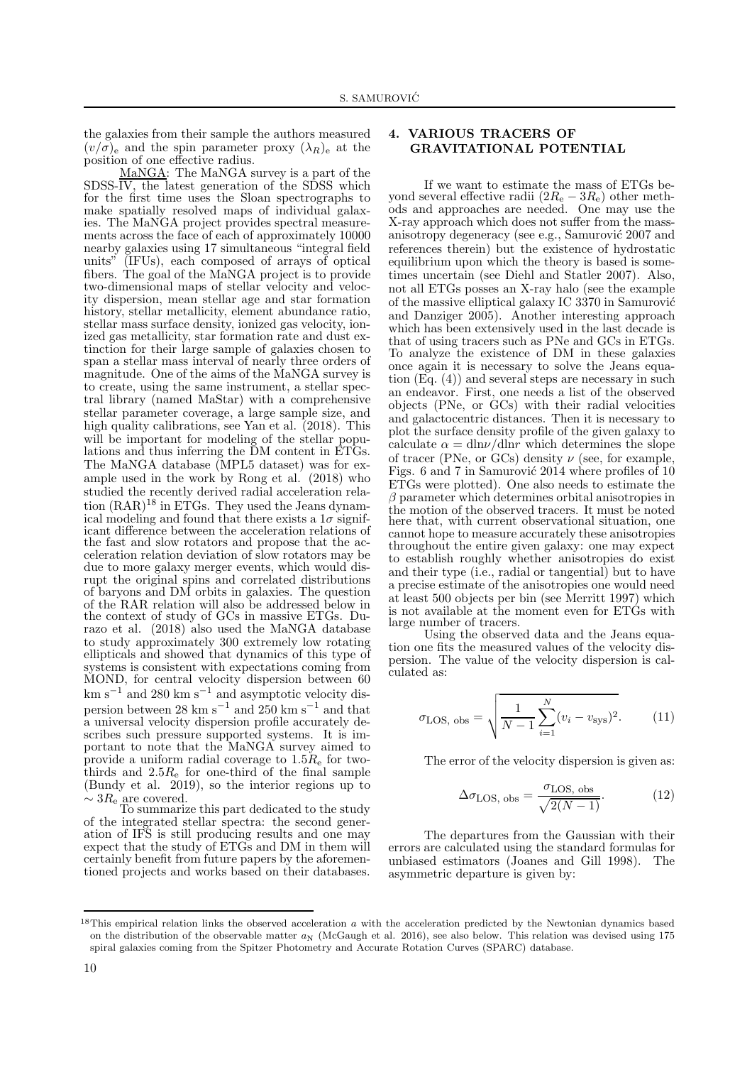the galaxies from their sample the authors measured $(v/\sigma)_\mathrm{e}$ and the spin parameter proxy $(\lambda_R)_\mathrm{e}$ at the position of one effective radius.

MaNGA: The MaNGA survey is a part of the SDSS-IV, the latest generation of the SDSS which for the first time uses the Sloan spectrographs to make spatially resolved maps of individual galaxies. The MaNGA project provides spectral measurements across the face of each of approximately 10000 nearby galaxies using 17 simultaneous "integral field units" (IFUs), each composed of arrays of optical fibers. The goal of the MaNGA project is to provide two-dimensional maps of stellar velocity and velocity dispersion, mean stellar age and star formation history, stellar metallicity, element abundance ratio, stellar mass surface density, ionized gas velocity, ionized gas metallicity, star formation rate and dust extinction for their large sample of galaxies chosen to span a stellar mass interval of nearly three orders of magnitude. One of the aims of the MaNGA survey is to create, using the same instrument, a stellar spectral library (named MaStar) with a comprehensive stellar parameter coverage, a large sample size, and high quality calibrations, see Yan et al. (2018). This will be important for modeling of the stellar populations and thus inferring the DM content in ETGs. The MaNGA database (MPL5 dataset) was for example used in the work by Rong et al. (2018) who studied the recently derived radial acceleration relation (RAR)[18] in ETGs. They used the Jeans dynamical modeling and found that there exists a $1\sigma$ significant difference between the acceleration relations of the fast and slow rotators and propose that the acceleration relation deviation of slow rotators may be due to more galaxy merger events, which would disrupt the original spins and correlated distributions of baryons and DM orbits in galaxies. The question of the RAR relation will also be addressed below in the context of study of GCs in massive ETGs. Durazo et al. (2018) also used the MaNGA database to study approximately 300 extremely low rotating ellipticals and showed that dynamics of this type of systems is consistent with expectations coming from MOND, for central velocity dispersion between 60 km s$^{-1}$ and 280 km s$^{-1}$ and asymptotic velocity dispersion between 28 km s$^{-1}$ and 250 km s$^{-1}$ and that a universal velocity dispersion profile accurately describes such pressure supported systems. It is important to note that the MaNGA survey aimed to provide a uniform radial coverage to $1.5R_\mathrm{e}$ for two-thirds and $2.5R_\mathrm{e}$ for one-third of the final sample (Bundy et al. 2019), so the interior regions up to $\sim 3R_\mathrm{e}$ are covered.

To summarize this part dedicated to the study of the integrated stellar spectra: the second generation of IFS is still producing results and one may expect that the study of ETGs and DM in them will certainly benefit from future papers by the aforementioned projects and works based on their databases.

## 4. VARIOUS TRACERS OF GRAVITATIONAL POTENTIAL

If we want to estimate the mass of ETGs beyond several effective radii ($2R_\mathrm{e} - 3R_\mathrm{e}$) other methods and approaches are needed. One may use the X-ray approach which does not suffer from the mass-anisotropy degeneracy (see e.g., Samurović 2007 and references therein) but the existence of hydrostatic equilibrium upon which the theory is based is sometimes uncertain (see Diehl and Statler 2007). Also, not all ETGs posses an X-ray halo (see the example of the massive elliptical galaxy IC 3370 in Samurović and Danziger 2005). Another interesting approach which has been extensively used in the last decade is that of using tracers such as PNe and GCs in ETGs. To analyze the existence of DM in these galaxies once again it is necessary to solve the Jeans equation (Eq. (4)) and several steps are necessary in such an endeavor. First, one needs a list of the observed objects (PNe, or GCs) with their radial velocities and galactocentric distances. Then it is necessary to plot the surface density profile of the given galaxy to calculate $\alpha = \mathrm{d}\ln\nu/\mathrm{d}\ln r$ which determines the slope of tracer (PNe, or GCs) density $\nu$ (see, for example, Figs. 6 and 7 in Samurović 2014 where profiles of 10 ETGs were plotted). One also needs to estimate the $\beta$ parameter which determines orbital anisotropies in the motion of the observed tracers. It must be noted here that, with current observational situation, one cannot hope to measure accurately these anisotropies throughout the entire given galaxy: one may expect to establish roughly whether anisotropies do exist and their type (i.e., radial or tangential) but to have a precise estimate of the anisotropies one would need at least 500 objects per bin (see Merritt 1997) which is not available at the moment even for ETGs with large number of tracers.

Using the observed data and the Jeans equation one fits the measured values of the velocity dispersion. The value of the velocity dispersion is calculated as:

$$\sigma_{\mathrm{LOS,\ obs}} = \sqrt{\frac{1}{N-1}\sum_{i=1}^{N}(v_i - v_{\mathrm{sys}})^2}. \qquad (11)$$

The error of the velocity dispersion is given as:

$$\Delta\sigma_{\mathrm{LOS,\ obs}} = \frac{\sigma_{\mathrm{LOS,\ obs}}}{\sqrt{2(N-1)}}. \qquad (12)$$

The departures from the Gaussian with their errors are calculated using the standard formulas for unbiased estimators (Joanes and Gill 1998). The asymmetric departure is given by:

[18] This empirical relation links the observed acceleration $a$ with the acceleration predicted by the Newtonian dynamics based on the distribution of the observable matter $a_\mathrm{N}$ (McGaugh et al. 2016), see also below. This relation was devised using 175 spiral galaxies coming from the Spitzer Photometry and Accurate Rotation Curves (SPARC) database.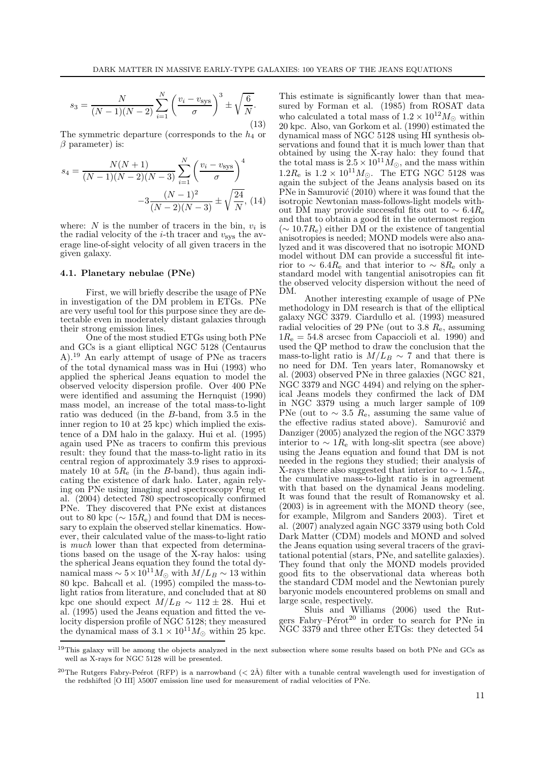$$s_3 = \frac{N}{(N-1)(N-2)} \sum_{i=1}^{N} \left( \frac{v_i - v_{\rm sys}}{\sigma} \right)^3 \pm \sqrt{\frac{6}{N}}. \tag{13}$$

The symmetric departure (corresponds to the $h_4$ or $\beta$ parameter) is:

$$s_4 = \frac{N(N+1)}{(N-1)(N-2)(N-3)} \sum_{i=1}^{N} \left( \frac{v_i - v_{\rm sys}}{\sigma} \right)^4 - 3\frac{(N-1)^2}{(N-2)(N-3)} \pm \sqrt{\frac{24}{N}}, \tag{14}$$

where: $N$ is the number of tracers in the bin, $v_i$ is the radial velocity of the $i$-th tracer and $v_{\rm sys}$ the average line-of-sight velocity of all given tracers in the given galaxy.

### 4.1. Planetary nebulae (PNe)

First, we will briefly describe the usage of PNe in investigation of the DM problem in ETGs. PNe are very useful tool for this purpose since they are detectable even in moderately distant galaxies through their strong emission lines.

One of the most studied ETGs using both PNe and GCs is a giant elliptical NGC 5128 (Centaurus A).[19] An early attempt of usage of PNe as tracers of the total dynamical mass was in Hui (1993) who applied the spherical Jeans equation to model the observed velocity dispersion profile. Over 400 PNe were identified and assuming the Hernquist (1990) mass model, an increase of the total mass-to-light ratio was deduced (in the $B$-band, from 3.5 in the inner region to 10 at 25 kpc) which implied the existence of a DM halo in the galaxy. Hui et al. (1995) again used PNe as tracers to confirm this previous result: they found that the mass-to-light ratio in its central region of approximately 3.9 rises to approximately 10 at $5R_{\rm e}$ (in the $B$-band), thus again indicating the existence of dark halo. Later, again relying on PNe using imaging and spectroscopy Peng et al. (2004) detected 780 spectroscopically confirmed PNe. They discovered that PNe exist at distances out to 80 kpc ($\sim 15R_{\rm e}$) and found that DM is necessary to explain the observed stellar kinematics. However, their calculated value of the mass-to-light ratio is *much* lower than that expected from determinations based on the usage of the X-ray halos: using the spherical Jeans equation they found the total dynamical mass $\sim 5\times10^{11}M_\odot$ with $M/L_B \sim 13$ within 80 kpc. Bahcall et al. (1995) compiled the mass-to-light ratios from literature, and concluded that at 80 kpc one should expect $M/L_B \sim 112 \pm 28$. Hui et al. (1995) used the Jeans equation and fitted the velocity dispersion profile of NGC 5128; they measured the dynamical mass of $3.1 \times 10^{11}M_\odot$ within 25 kpc. This estimate is significantly lower than that measured by Forman et al. (1985) from ROSAT data who calculated a total mass of $1.2 \times 10^{12}M_\odot$ within 20 kpc. Also, van Gorkom et al. (1990) estimated the dynamical mass of NGC 5128 using HI synthesis observations and found that it is much lower than that obtained by using the X-ray halo: they found that the total mass is $2.5 \times 10^{11}M_\odot$, and the mass within $1.2R_{\rm e}$ is $1.2 \times 10^{11}M_\odot$. The ETG NGC 5128 was again the subject of the Jeans analysis based on its PNe in Samurović (2010) where it was found that the isotropic Newtonian mass-follows-light models without DM may provide successful fits out to $\sim 6.4R_{\rm e}$ and that to obtain a good fit in the outermost region ($\sim 10.7R_{\rm e}$) either DM or the existence of tangential anisotropies is needed; MOND models were also analyzed and it was discovered that no isotropic MOND model without DM can provide a successful fit interior to $\sim 6.4R_{\rm e}$ and that interior to $\sim 8R_{\rm e}$ only a standard model with tangential anisotropies can fit the observed velocity dispersion without the need of DM.

Another interesting example of usage of PNe methodology in DM research is that of the elliptical galaxy NGC 3379. Ciardullo et al. (1993) measured radial velocities of 29 PNe (out to 3.8 $R_{\rm e}$, assuming $1R_{\rm e} = 54.8$ arcsec from Capaccioli et al. 1990) and used the QP method to draw the conclusion that the mass-to-light ratio is $M/L_B \sim 7$ and that there is no need for DM. Ten years later, Romanowsky et al. (2003) observed PNe in three galaxies (NGC 821, NGC 3379 and NGC 4494) and relying on the spherical Jeans models they confirmed the lack of DM in NGC 3379 using a much larger sample of 109 PNe (out to $\sim 3.5$ $R_{\rm e}$, assuming the same value of the effective radius stated above). Samurović and Danziger (2005) analyzed the region of the NGC 3379 interior to $\sim 1R_{\rm e}$ with long-slit spectra (see above) using the Jeans equation and found that DM is not needed in the regions they studied; their analysis of X-rays there also suggested that interior to $\sim 1.5R_{\rm e}$, the cumulative mass-to-light ratio is in agreement with that based on the dynamical Jeans modeling. It was found that the result of Romanowsky et al. (2003) is in agreement with the MOND theory (see, for example, Milgrom and Sanders 2003). Tiret et al. (2007) analyzed again NGC 3379 using both Cold Dark Matter (CDM) models and MOND and solved the Jeans equation using several tracers of the gravitational potential (stars, PNe, and satellite galaxies). They found that only the MOND models provided good fits to the observational data whereas both the standard CDM model and the Newtonian purely baryonic models encountered problems on small and large scale, respectively.

Sluis and Williams (2006) used the Rutgers Fabry–Pérot[20] in order to search for PNe in NGC 3379 and three other ETGs: they detected 54

[19] This galaxy will be among the objects analyzed in the next subsection where some results based on both PNe and GCs as well as X-rays for NGC 5128 will be presented.

[20] The Rutgers Fabry-Peérot (RFP) is a narrowband ($< 2$Å) filter with a tunable central wavelength used for investigation of the redshifted [O III] $\lambda$5007 emission line used for measurement of radial velocities of PNe.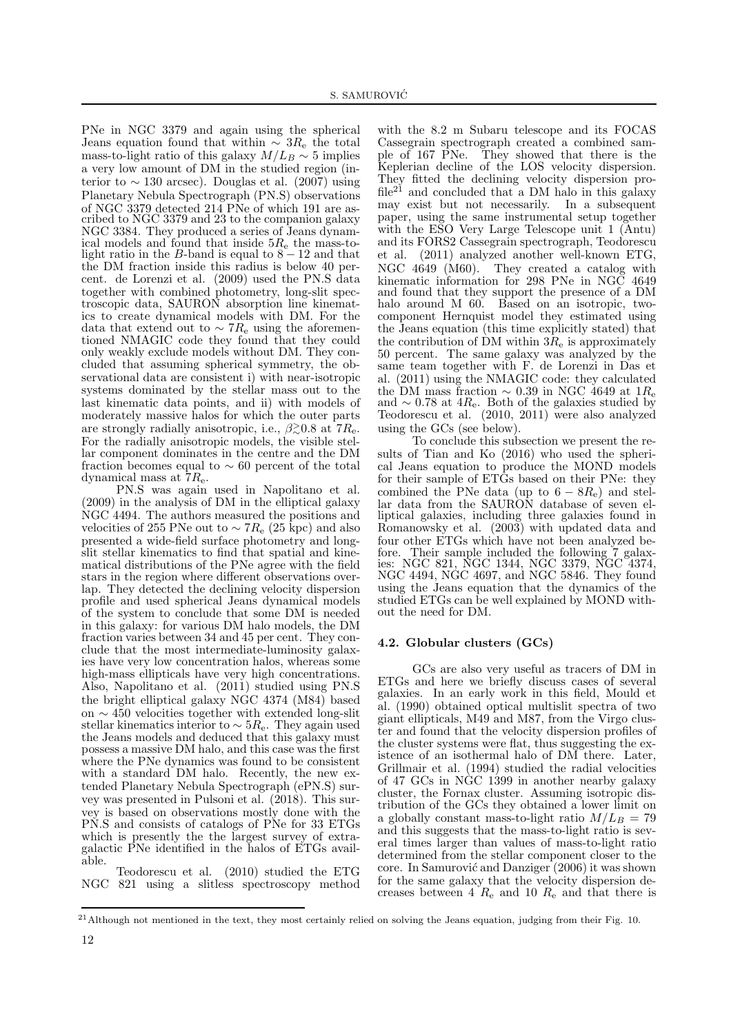PNe in NGC 3379 and again using the spherical Jeans equation found that within $\sim 3R_{\rm e}$ the total mass-to-light ratio of this galaxy $M/L_B \sim 5$ implies a very low amount of DM in the studied region (interior to $\sim 130$ arcsec). Douglas et al. (2007) using Planetary Nebula Spectrograph (PN.S) observations of NGC 3379 detected 214 PNe of which 191 are ascribed to NGC 3379 and 23 to the companion galaxy NGC 3384. They produced a series of Jeans dynamical models and found that inside $5R_{\rm e}$ the mass-to-light ratio in the $B$-band is equal to $8-12$ and that the DM fraction inside this radius is below 40 percent. de Lorenzi et al. (2009) used the PN.S data together with combined photometry, long-slit spectroscopic data, SAURON absorption line kinematics to create dynamical models with DM. For the data that extend out to $\sim 7R_{\rm e}$ using the aforementioned NMAGIC code they found that they could only weakly exclude models without DM. They concluded that assuming spherical symmetry, the observational data are consistent i) with near-isotropic systems dominated by the stellar mass out to the last kinematic data points, and ii) with models of moderately massive halos for which the outer parts are strongly radially anisotropic, i.e., $\beta \gtrsim 0.8$ at $7R_{\rm e}$. For the radially anisotropic models, the visible stellar component dominates in the centre and the DM fraction becomes equal to $\sim 60$ percent of the total dynamical mass at $7R_{\rm e}$.

PN.S was again used in Napolitano et al. (2009) in the analysis of DM in the elliptical galaxy NGC 4494. The authors measured the positions and velocities of 255 PNe out to $\sim 7R_{\rm e}$ (25 kpc) and also presented a wide-field surface photometry and long-slit stellar kinematics to find that spatial and kinematical distributions of the PNe agree with the field stars in the region where different observations overlap. They detected the declining velocity dispersion profile and used spherical Jeans dynamical models of the system to conclude that some DM is needed in this galaxy: for various DM halo models, the DM fraction varies between 34 and 45 per cent. They conclude that the most intermediate-luminosity galaxies have very low concentration halos, whereas some high-mass ellipticals have very high concentrations. Also, Napolitano et al. (2011) studied using PN.S the bright elliptical galaxy NGC 4374 (M84) based on $\sim 450$ velocities together with extended long-slit stellar kinematics interior to $\sim 5R_{\rm e}$. They again used the Jeans models and deduced that this galaxy must possess a massive DM halo, and this case was the first where the PNe dynamics was found to be consistent with a standard DM halo. Recently, the new extended Planetary Nebula Spectrograph (ePN.S) survey was presented in Pulsoni et al. (2018). This survey is based on observations mostly done with the PN.S and consists of catalogs of PNe for 33 ETGs which is presently the the largest survey of extragalactic PNe identified in the halos of ETGs available.

Teodorescu et al. (2010) studied the ETG NGC 821 using a slitless spectroscopy method with the 8.2 m Subaru telescope and its FOCAS Cassegrain spectrograph created a combined sample of 167 PNe. They showed that there is the Keplerian decline of the LOS velocity dispersion. They fitted the declining velocity dispersion profile[21] and concluded that a DM halo in this galaxy may exist but not necessarily. In a subsequent paper, using the same instrumental setup together with the ESO Very Large Telescope unit 1 (Antu) and its FORS2 Cassegrain spectrograph, Teodorescu et al. (2011) analyzed another well-known ETG, NGC 4649 (M60). They created a catalog with kinematic information for 298 PNe in NGC 4649 and found that they support the presence of a DM halo around M 60. Based on an isotropic, two-component Hernquist model they estimated using the Jeans equation (this time explicitly stated) that the contribution of DM within $3R_{\rm e}$ is approximately 50 percent. The same galaxy was analyzed by the same team together with F. de Lorenzi in Das et al. (2011) using the NMAGIC code: they calculated the DM mass fraction $\sim 0.39$ in NGC 4649 at $1R_{\rm e}$ and $\sim 0.78$ at $4R_{\rm e}$. Both of the galaxies studied by Teodorescu et al. (2010, 2011) were also analyzed using the GCs (see below).

To conclude this subsection we present the results of Tian and Ko (2016) who used the spherical Jeans equation to produce the MOND models for their sample of ETGs based on their PNe: they combined the PNe data (up to $6-8R_{\rm e}$) and stellar data from the SAURON database of seven elliptical galaxies, including three galaxies found in Romanowsky et al. (2003) with updated data and four other ETGs which have not been analyzed before. Their sample included the following 7 galaxies: NGC 821, NGC 1344, NGC 3379, NGC 4374, NGC 4494, NGC 4697, and NGC 5846. They found using the Jeans equation that the dynamics of the studied ETGs can be well explained by MOND without the need for DM.

### 4.2. Globular clusters (GCs)

GCs are also very useful as tracers of DM in ETGs and here we briefly discuss cases of several galaxies. In an early work in this field, Mould et al. (1990) obtained optical multislit spectra of two giant ellipticals, M49 and M87, from the Virgo cluster and found that the velocity dispersion profiles of the cluster systems were flat, thus suggesting the existence of an isothermal halo of DM there. Later, Grillmair et al. (1994) studied the radial velocities of 47 GCs in NGC 1399 in another nearby galaxy cluster, the Fornax cluster. Assuming isotropic distribution of the GCs they obtained a lower limit on a globally constant mass-to-light ratio $M/L_B = 79$ and this suggests that the mass-to-light ratio is several times larger than values of mass-to-light ratio determined from the stellar component closer to the core. In Samurović and Danziger (2006) it was shown for the same galaxy that the velocity dispersion decreases between 4 $R_{\rm e}$ and 10 $R_{\rm e}$ and that there is

[21] Although not mentioned in the text, they most certainly relied on solving the Jeans equation, judging from their Fig. 10.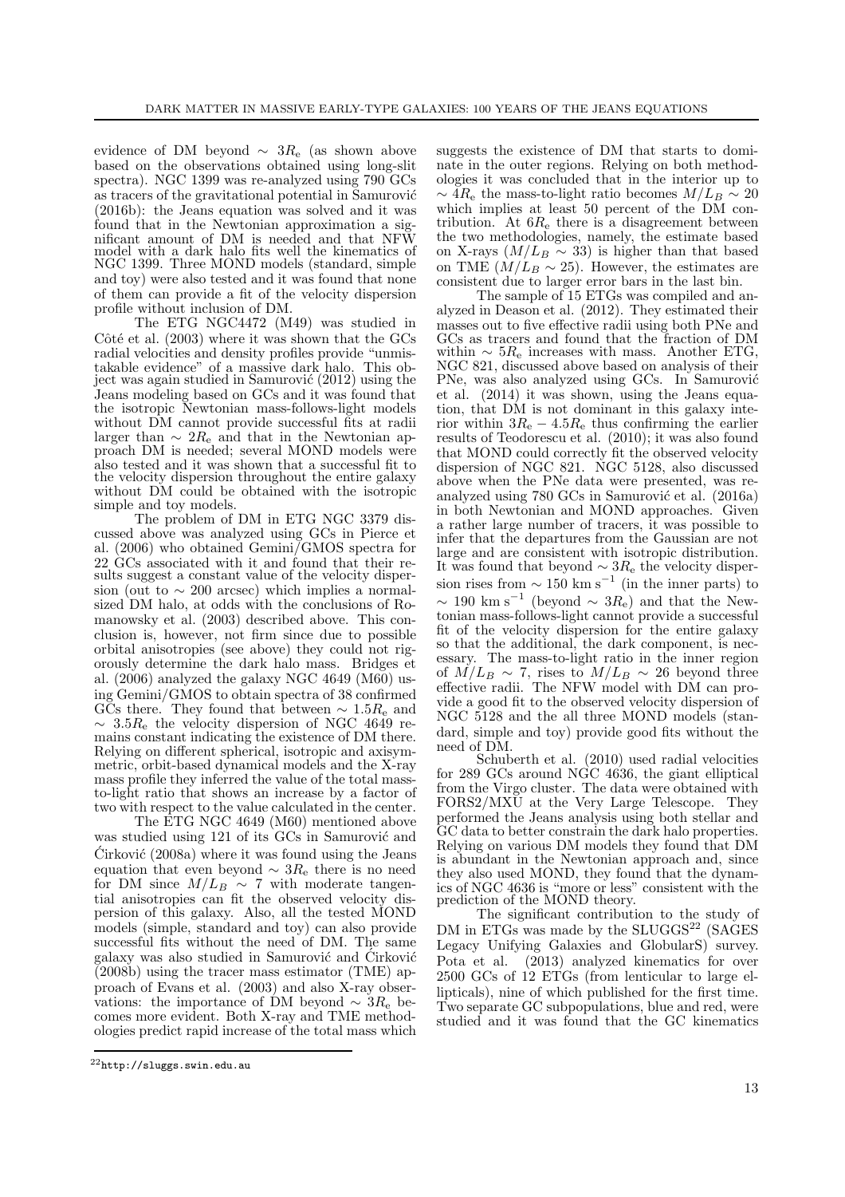evidence of DM beyond $\sim 3R_e$ (as shown above based on the observations obtained using long-slit spectra). NGC 1399 was re-analyzed using 790 GCs as tracers of the gravitational potential in Samurović (2016b): the Jeans equation was solved and it was found that in the Newtonian approximation a significant amount of DM is needed and that NFW model with a dark halo fits well the kinematics of NGC 1399. Three MOND models (standard, simple and toy) were also tested and it was found that none of them can provide a fit of the velocity dispersion profile without inclusion of DM.

The ETG NGC4472 (M49) was studied in Côté et al. (2003) where it was shown that the GCs radial velocities and density profiles provide "unmistakable evidence" of a massive dark halo. This object was again studied in Samurović (2012) using the Jeans modeling based on GCs and it was found that the isotropic Newtonian mass-follows-light models without DM cannot provide successful fits at radii larger than $\sim 2R_e$ and that in the Newtonian approach DM is needed; several MOND models were also tested and it was shown that a successful fit to the velocity dispersion throughout the entire galaxy without DM could be obtained with the isotropic simple and toy models.

The problem of DM in ETG NGC 3379 discussed above was analyzed using GCs in Pierce et al. (2006) who obtained Gemini/GMOS spectra for 22 GCs associated with it and found that their results suggest a constant value of the velocity dispersion (out to $\sim 200$ arcsec) which implies a normal-sized DM halo, at odds with the conclusions of Romanowsky et al. (2003) described above. This conclusion is, however, not firm since due to possible orbital anisotropies (see above) they could not rigorously determine the dark halo mass. Bridges et al. (2006) analyzed the galaxy NGC 4649 (M60) using Gemini/GMOS to obtain spectra of 38 confirmed GCs there. They found that between $\sim 1.5R_e$ and $\sim 3.5R_e$ the velocity dispersion of NGC 4649 remains constant indicating the existence of DM there. Relying on different spherical, isotropic and axisymmetric, orbit-based dynamical models and the X-ray mass profile they inferred the value of the total mass-to-light ratio that shows an increase by a factor of two with respect to the value calculated in the center.

The ETG NGC 4649 (M60) mentioned above was studied using 121 of its GCs in Samurović and Ćirković (2008a) where it was found using the Jeans equation that even beyond $\sim 3R_e$ there is no need for DM since $M/L_B \sim 7$ with moderate tangential anisotropies can fit the observed velocity dispersion of this galaxy. Also, all the tested MOND models (simple, standard and toy) can also provide successful fits without the need of DM. The same galaxy was also studied in Samurović and Ćirković (2008b) using the tracer mass estimator (TME) approach of Evans et al. (2003) and also X-ray observations: the importance of DM beyond $\sim 3R_e$ becomes more evident. Both X-ray and TME methodologies predict rapid increase of the total mass which suggests the existence of DM that starts to dominate in the outer regions. Relying on both methodologies it was concluded that in the interior up to $\sim 4R_e$ the mass-to-light ratio becomes $M/L_B \sim 20$ which implies at least 50 percent of the DM contribution. At $6R_e$ there is a disagreement between the two methodologies, namely, the estimate based on X-rays ($M/L_B \sim 33$) is higher than that based on TME ($M/L_B \sim 25$). However, the estimates are consistent due to larger error bars in the last bin.

The sample of 15 ETGs was compiled and analyzed in Deason et al. (2012). They estimated their masses out to five effective radii using both PNe and GCs as tracers and found that the fraction of DM within $\sim 5R_e$ increases with mass. Another ETG, NGC 821, discussed above based on analysis of their PNe, was also analyzed using GCs. In Samurović et al. (2014) it was shown, using the Jeans equation, that DM is not dominant in this galaxy interior within $3R_e - 4.5R_e$ thus confirming the earlier results of Teodorescu et al. (2010); it was also found that MOND could correctly fit the observed velocity dispersion of NGC 821. NGC 5128, also discussed above when the PNe data were presented, was reanalyzed using 780 GCs in Samurović et al. (2016a) in both Newtonian and MOND approaches. Given a rather large number of tracers, it was possible to infer that the departures from the Gaussian are not large and are consistent with isotropic distribution. It was found that beyond $\sim 3R_e$ the velocity dispersion rises from $\sim 150$ km s$^{-1}$ (in the inner parts) to $\sim 190$ km s$^{-1}$ (beyond $\sim 3R_e$) and that the Newtonian mass-follows-light cannot provide a successful fit of the velocity dispersion for the entire galaxy so that the additional, the dark component, is necessary. The mass-to-light ratio in the inner region of $M/L_B \sim 7$, rises to $M/L_B \sim 26$ beyond three effective radii. The NFW model with DM can provide a good fit to the observed velocity dispersion of NGC 5128 and the all three MOND models (standard, simple and toy) provide good fits without the need of DM.

Schuberth et al. (2010) used radial velocities for 289 GCs around NGC 4636, the giant elliptical from the Virgo cluster. The data were obtained with FORS2/MXU at the Very Large Telescope. They performed the Jeans analysis using both stellar and GC data to better constrain the dark halo properties. Relying on various DM models they found that DM is abundant in the Newtonian approach and, since they also used MOND, they found that the dynamics of NGC 4636 is "more or less" consistent with the prediction of the MOND theory.

The significant contribution to the study of DM in ETGs was made by the SLUGGS[22] (SAGES Legacy Unifying Galaxies and GlobularS) survey. Pota et al. (2013) analyzed kinematics for over 2500 GCs of 12 ETGs (from lenticular to large ellipticals), nine of which published for the first time. Two separate GC subpopulations, blue and red, were studied and it was found that the GC kinematics

[22] http://sluggs.swin.edu.au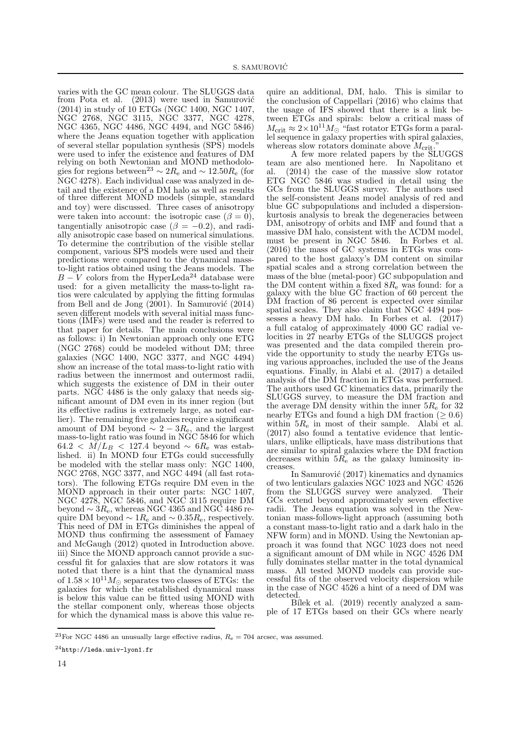varies with the GC mean colour. The SLUGGS data from Pota et al. (2013) were used in Samurović (2014) in study of 10 ETGs (NGC 1400, NGC 1407, NGC 2768, NGC 3115, NGC 3377, NGC 4278, NGC 4365, NGC 4486, NGC 4494, and NGC 5846) where the Jeans equation together with application of several stellar population synthesis (SPS) models were used to infer the existence and features of DM relying on both Newtonian and MOND methodologies for regions between[23] $\sim 2R_\mathrm{e}$ and $\sim 12.50R_\mathrm{e}$ (for NGC 4278). Each individual case was analyzed in detail and the existence of a DM halo as well as results of three different MOND models (simple, standard and toy) were discussed. Three cases of anisotropy were taken into account: the isotropic case ($\beta = 0$), tangentially anisotropic case ($\beta = -0.2$), and radially anisotropic case based on numerical simulations. To determine the contribution of the visible stellar component, various SPS models were used and their predictions were compared to the dynamical mass-to-light ratios obtained using the Jeans models. The $B - V$ colors from the HyperLeda[24] database were used: for a given metallicity the mass-to-light ratios were calculated by applying the fitting formulas from Bell and de Jong (2001). In Samurović (2014) seven different models with several initial mass functions (IMFs) were used and the reader is referred to that paper for details. The main conclusions were as follows: i) In Newtonian approach only one ETG (NGC 2768) could be modeled without DM; three galaxies (NGC 1400, NGC 3377, and NGC 4494) show an increase of the total mass-to-light ratio with radius between the innermost and outermost radii, which suggests the existence of DM in their outer parts. NGC 4486 is the only galaxy that needs significant amount of DM even in its inner region (but its effective radius is extremely large, as noted earlier). The remaining five galaxies require a significant amount of DM beyond $\sim 2-3R_\mathrm{e}$, and the largest mass-to-light ratio was found in NGC 5846 for which $64.2 < M/L_B < 127.4$ beyond $\sim 6R_\mathrm{e}$ was established. ii) In MOND four ETGs could successfully be modeled with the stellar mass only: NGC 1400, NGC 2768, NGC 3377, and NGC 4494 (all fast rotators). The following ETGs require DM even in the MOND approach in their outer parts: NGC 1407, NGC 4278, NGC 5846, and NGC 3115 require DM beyond $\sim 3R_\mathrm{e}$, whereas NGC 4365 and NGC 4486 require DM beyond $\sim 1R_\mathrm{e}$ and $\sim 0.35R_\mathrm{e}$, respectively. This need of DM in ETGs diminishes the appeal of MOND thus confirming the assessment of Famaey and McGaugh (2012) quoted in Introduction above. iii) Since the MOND approach cannot provide a successful fit for galaxies that are slow rotators it was noted that there is a hint that the dynamical mass of $1.58 \times 10^{11} M_\odot$ separates two classes of ETGs: the galaxies for which the established dynamical mass is below this value can be fitted using MOND with the stellar component only, whereas those objects for which the dynamical mass is above this value require an additional, DM, halo. This is similar to the conclusion of Cappellari (2016) who claims that the usage of IFS showed that there is a link between ETGs and spirals: below a critical mass of $M_\mathrm{crit} \approx 2 \times 10^{11} M_\odot$ "fast rotator ETGs form a parallel sequence in galaxy properties with spiral galaxies, whereas slow rotators dominate above $M_\mathrm{crit}$."

A few more related papers by the SLUGGS team are also mentioned here. In Napolitano et al. (2014) the case of the massive slow rotator ETG NGC 5846 was studied in detail using the GCs from the SLUGGS survey. The authors used the self-consistent Jeans model analysis of red and blue GC subpopulations and included a dispersion-kurtosis analysis to break the degeneracies between DM, anisotropy of orbits and IMF and found that a massive DM halo, consistent with the ΛCDM model, must be present in NGC 5846. In Forbes et al. (2016) the mass of GC systems in ETGs was compared to the host galaxy's DM content on similar spatial scales and a strong correlation between the mass of the blue (metal-poor) GC subpopulation and the DM content within a fixed $8R_\mathrm{e}$ was found: for a galaxy with the blue GC fraction of 60 percent the DM fraction of 86 percent is expected over similar spatial scales. They also claim that NGC 4494 possesses a heavy DM halo. In Forbes et al. (2017) a full catalog of approximately 4000 GC radial velocities in 27 nearby ETGs of the SLUGGS project was presented and the data compiled therein provide the opportunity to study the nearby ETGs using various approaches, included the use of the Jeans equations. Finally, in Alabi et al. (2017) a detailed analysis of the DM fraction in ETGs was performed. The authors used GC kinematics data, primarily the SLUGGS survey, to measure the DM fraction and the average DM density within the inner $5R_\mathrm{e}$ for 32 nearby ETGs and found a high DM fraction ($\geq 0.6$) within $5R_\mathrm{e}$ in most of their sample. Alabi et al. (2017) also found a tentative evidence that lenticulars, unlike ellipticals, have mass distributions that are similar to spiral galaxies where the DM fraction decreases within $5R_\mathrm{e}$ as the galaxy luminosity increases.

In Samurović (2017) kinematics and dynamics of two lenticulars galaxies NGC 1023 and NGC 4526 from the SLUGGS survey were analyzed. Their GCs extend beyond approximately seven effective radii. The Jeans equation was solved in the Newtonian mass-follows-light approach (assuming both a constant mass-to-light ratio and a dark halo in the NFW form) and in MOND. Using the Newtonian approach it was found that NGC 1023 does not need a significant amount of DM while in NGC 4526 DM fully dominates stellar matter in the total dynamical mass. All tested MOND models can provide successful fits of the observed velocity dispersion while in the case of NGC 4526 a hint of a need of DM was detected.

Bílek et al. (2019) recently analyzed a sample of 17 ETGs based on their GCs where nearly

[23] For NGC 4486 an unusually large effective radius, $R_\mathrm{e} = 704$ arcsec, was assumed.

[24] http://leda.univ-lyon1.fr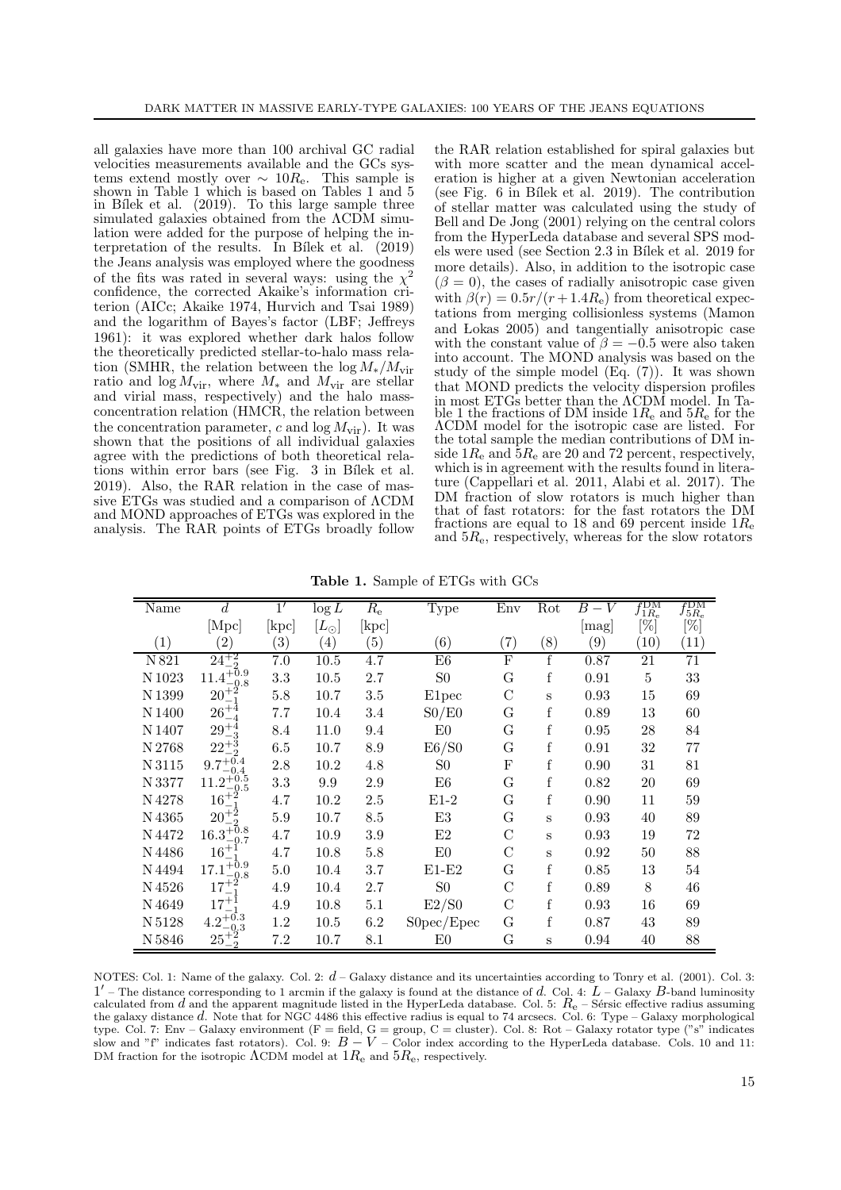all galaxies have more than 100 archival GC radial velocities measurements available and the GCs systems extend mostly over $\sim 10R_\mathrm{e}$. This sample is shown in Table 1 which is based on Tables 1 and 5 in Bílek et al. (2019). To this large sample three simulated galaxies obtained from the ΛCDM simulation were added for the purpose of helping the interpretation of the results. In Bílek et al. (2019) the Jeans analysis was employed where the goodness of the fits was rated in several ways: using the $\chi^2$ confidence, the corrected Akaike's information criterion (AICc; Akaike 1974, Hurvich and Tsai 1989) and the logarithm of Bayes's factor (LBF; Jeffreys 1961): it was explored whether dark halos follow the theoretically predicted stellar-to-halo mass relation (SMHR, the relation between the $\log M_*/M_\mathrm{vir}$ ratio and $\log M_\mathrm{vir}$, where $M_*$ and $M_\mathrm{vir}$ are stellar and virial mass, respectively) and the halo mass-concentration relation (HMCR, the relation between the concentration parameter, $c$ and $\log M_\mathrm{vir}$). It was shown that the positions of all individual galaxies agree with the predictions of both theoretical relations within error bars (see Fig. 3 in Bílek et al. 2019). Also, the RAR relation in the case of massive ETGs was studied and a comparison of ΛCDM and MOND approaches of ETGs was explored in the analysis. The RAR points of ETGs broadly follow the RAR relation established for spiral galaxies but with more scatter and the mean dynamical acceleration is higher at a given Newtonian acceleration (see Fig. 6 in Bílek et al. 2019). The contribution of stellar matter was calculated using the study of Bell and De Jong (2001) relying on the central colors from the HyperLeda database and several SPS models were used (see Section 2.3 in Bílek et al. 2019 for more details). Also, in addition to the isotropic case ($\beta = 0$), the cases of radially anisotropic case given with $\beta(r) = 0.5r/(r + 1.4R_\mathrm{e})$ from theoretical expectations from merging collisionless systems (Mamon and Łokas 2005) and tangentially anisotropic case with the constant value of $\beta = -0.5$ were also taken into account. The MOND analysis was based on the study of the simple model (Eq. (7)). It was shown that MOND predicts the velocity dispersion profiles in most ETGs better than the ΛCDM model. In Table 1 the fractions of DM inside $1R_\mathrm{e}$ and $5R_\mathrm{e}$ for the ΛCDM model for the isotropic case are listed. For the total sample the median contributions of DM inside $1R_\mathrm{e}$ and $5R_\mathrm{e}$ are 20 and 72 percent, respectively, which is in agreement with the results found in literature (Cappellari et al. 2011, Alabi et al. 2017). The DM fraction of slow rotators is much higher than that of fast rotators: for the fast rotators the DM fractions are equal to 18 and 69 percent inside $1R_\mathrm{e}$ and $5R_\mathrm{e}$, respectively, whereas for the slow rotators

**Table 1.** Sample of ETGs with GCs

| Name | $d$ | $1'$ | $\log L$ | $R_\mathrm{e}$ | Type | Env | Rot | $B-V$ | $f^\mathrm{DM}_{1R_\mathrm{e}}$ | $f^\mathrm{DM}_{5R_\mathrm{e}}$ |
|---|---|---|---|---|---|---|---|---|---|---|
| | [Mpc] | [kpc] | $[L_\odot]$ | [kpc] | | | | [mag] | [%] | [%] |
| (1) | (2) | (3) | (4) | (5) | (6) | (7) | (8) | (9) | (10) | (11) |
| N 821 | $24^{+2}_{-2}$ | 7.0 | 10.5 | 4.7 | E6 | F | f | 0.87 | 21 | 71 |
| N 1023 | $11.4^{+0.9}_{-0.8}$ | 3.3 | 10.5 | 2.7 | S0 | G | f | 0.91 | 5 | 33 |
| N 1399 | $20^{+2}_{-1}$ | 5.8 | 10.7 | 3.5 | E1pec | C | s | 0.93 | 15 | 69 |
| N 1400 | $26^{+4}_{-4}$ | 7.7 | 10.4 | 3.4 | S0/E0 | G | f | 0.89 | 13 | 60 |
| N 1407 | $29^{+4}_{-3}$ | 8.4 | 11.0 | 9.4 | E0 | G | f | 0.95 | 28 | 84 |
| N 2768 | $22^{+3}_{-2}$ | 6.5 | 10.7 | 8.9 | E6/S0 | G | f | 0.91 | 32 | 77 |
| N 3115 | $9.7^{+0.4}_{-0.4}$ | 2.8 | 10.2 | 4.8 | S0 | F | f | 0.90 | 31 | 81 |
| N 3377 | $11.2^{+0.5}_{-0.5}$ | 3.3 | 9.9 | 2.9 | E6 | G | f | 0.82 | 20 | 69 |
| N 4278 | $16^{+2}_{-1}$ | 4.7 | 10.2 | 2.5 | E1-2 | G | f | 0.90 | 11 | 59 |
| N 4365 | $20^{+2}_{-2}$ | 5.9 | 10.7 | 8.5 | E3 | G | s | 0.93 | 40 | 89 |
| N 4472 | $16.3^{+0.8}_{-0.7}$ | 4.7 | 10.9 | 3.9 | E2 | C | s | 0.93 | 19 | 72 |
| N 4486 | $16^{+1}_{-1}$ | 4.7 | 10.8 | 5.8 | E0 | C | s | 0.92 | 50 | 88 |
| N 4494 | $17.1^{+0.9}_{-0.8}$ | 5.0 | 10.4 | 3.7 | E1-E2 | G | f | 0.85 | 13 | 54 |
| N 4526 | $17^{+2}_{-1}$ | 4.9 | 10.4 | 2.7 | S0 | C | f | 0.89 | 8 | 46 |
| N 4649 | $17^{+1}_{-1}$ | 4.9 | 10.8 | 5.1 | E2/S0 | C | f | 0.93 | 16 | 69 |
| N 5128 | $4.2^{+0.3}_{-0.3}$ | 1.2 | 10.5 | 6.2 | S0pec/Epec | G | f | 0.87 | 43 | 89 |
| N 5846 | $25^{+2}_{-2}$ | 7.2 | 10.7 | 8.1 | E0 | G | s | 0.94 | 40 | 88 |

NOTES: Col. 1: Name of the galaxy. Col. 2: $d$ – Galaxy distance and its uncertainties according to Tonry et al. (2001). Col. 3: $1'$ – The distance corresponding to 1 arcmin if the galaxy is found at the distance of $d$. Col. 4: $L$ – Galaxy $B$-band luminosity calculated from $d$ and the apparent magnitude listed in the HyperLeda database. Col. 5: $R_\mathrm{e}$ – Sérsic effective radius assuming the galaxy distance $d$. Note that for NGC 4486 this effective radius is equal to 74 arcsecs. Col. 6: Type – Galaxy morphological type. Col. 7: Env – Galaxy environment (F = field, G = group, C = cluster). Col. 8: Rot – Galaxy rotator type ("s" indicates slow and "f" indicates fast rotators). Col. 9: $B-V$ – Color index according to the HyperLeda database. Cols. 10 and 11: DM fraction for the isotropic ΛCDM model at $1R_\mathrm{e}$ and $5R_\mathrm{e}$, respectively.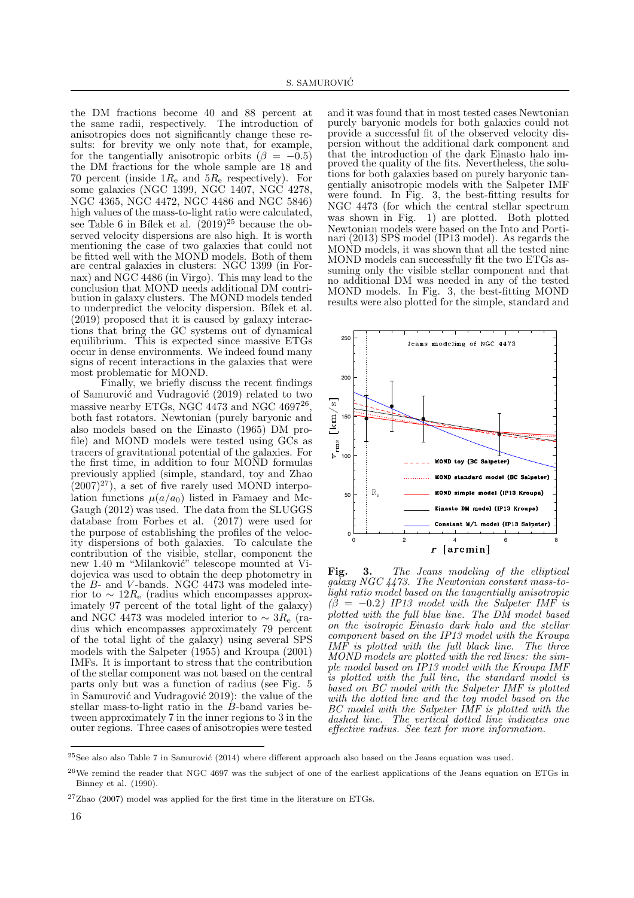the DM fractions become 40 and 88 percent at the same radii, respectively. The introduction of anisotropies does not significantly change these results: for brevity we only note that, for example, for the tangentially anisotropic orbits ($\beta = -0.5$) the DM fractions for the whole sample are 18 and 70 percent (inside $1R_{\rm e}$ and $5R_{\rm e}$ respectively). For some galaxies (NGC 1399, NGC 1407, NGC 4278, NGC 4365, NGC 4472, NGC 4486 and NGC 5846) high values of the mass-to-light ratio were calculated, see Table 6 in Bílek et al. (2019)[25] because the observed velocity dispersions are also high. It is worth mentioning the case of two galaxies that could not be fitted well with the MOND models. Both of them are central galaxies in clusters: NGC 1399 (in Fornax) and NGC 4486 (in Virgo). This may lead to the conclusion that MOND needs additional DM contribution in galaxy clusters. The MOND models tended to underpredict the velocity dispersion. Bílek et al. (2019) proposed that it is caused by galaxy interactions that bring the GC systems out of dynamical equilibrium. This is expected since massive ETGs occur in dense environments. We indeed found many signs of recent interactions in the galaxies that were most problematic for MOND.

Finally, we briefly discuss the recent findings of Samurović and Vudragović (2019) related to two massive nearby ETGs, NGC 4473 and NGC 4697[26], both fast rotators. Newtonian (purely baryonic and also models based on the Einasto (1965) DM profile) and MOND models were tested using GCs as tracers of gravitational potential of the galaxies. For the first time, in addition to four MOND formulas previously applied (simple, standard, toy and Zhao (2007)[27]), a set of five rarely used MOND interpolation functions $\mu(a/a_0)$ listed in Famaey and McGaugh (2012) was used. The data from the SLUGGS database from Forbes et al. (2017) were used for the purpose of establishing the profiles of the velocity dispersions of both galaxies. To calculate the contribution of the visible, stellar, component the new 1.40 m "Milanković" telescope mounted at Vidojevica was used to obtain the deep photometry in the $B$- and $V$-bands. NGC 4473 was modeled interior to $\sim 12R_{\rm e}$ (radius which encompasses approximately 97 percent of the total light of the galaxy) and NGC 4473 was modeled interior to $\sim 3R_{\rm e}$ (radius which encompasses approximately 79 percent of the total light of the galaxy) using several SPS models with the Salpeter (1955) and Kroupa (2001) IMFs. It is important to stress that the contribution of the stellar component was not based on the central parts only but was a function of radius (see Fig. 5 in Samurović and Vudragović 2019): the value of the stellar mass-to-light ratio in the $B$-band varies between approximately 7 in the inner regions to 3 in the outer regions. Three cases of anisotropies were tested and it was found that in most tested cases Newtonian purely baryonic models for both galaxies could not provide a successful fit of the observed velocity dispersion without the additional dark component and that the introduction of the dark Einasto halo improved the quality of the fits. Nevertheless, the solutions for both galaxies based on purely baryonic tangentially anisotropic models with the Salpeter IMF were found. In Fig. 3, the best-fitting results for NGC 4473 (for which the central stellar spectrum was shown in Fig. 1) are plotted. Both plotted Newtonian models were based on the Into and Portinari (2013) SPS model (IP13 model). As regards the MOND models, it was shown that all the tested nine MOND models can successfully fit the two ETGs assuming only the visible stellar component and that no additional DM was needed in any of the tested MOND models. In Fig. 3, the best-fitting MOND results were also plotted for the simple, standard and

**Fig. 3.** *The Jeans modeling of the elliptical galaxy NGC 4473. The Newtonian constant mass-to-light ratio model based on the tangentially anisotropic ($\beta = -0.2$) IP13 model with the Salpeter IMF is plotted with the full blue line. The DM model based on the isotropic Einasto dark halo and the stellar component based on the IP13 model with the Kroupa IMF is plotted with the full black line. The three MOND models are plotted with the red lines: the simple model based on IP13 model with the Kroupa IMF is plotted with the full line, the standard model is based on BC model with the Salpeter IMF is plotted with the dotted line and the toy model based on the BC model with the Salpeter IMF is plotted with the dashed line. The vertical dotted line indicates one effective radius. See text for more information.*

---

[25] See also also Table 7 in Samurović (2014) where different approach also based on the Jeans equation was used.

[26] We remind the reader that NGC 4697 was the subject of one of the earliest applications of the Jeans equation on ETGs in Binney et al. (1990).

[27] Zhao (2007) model was applied for the first time in the literature on ETGs.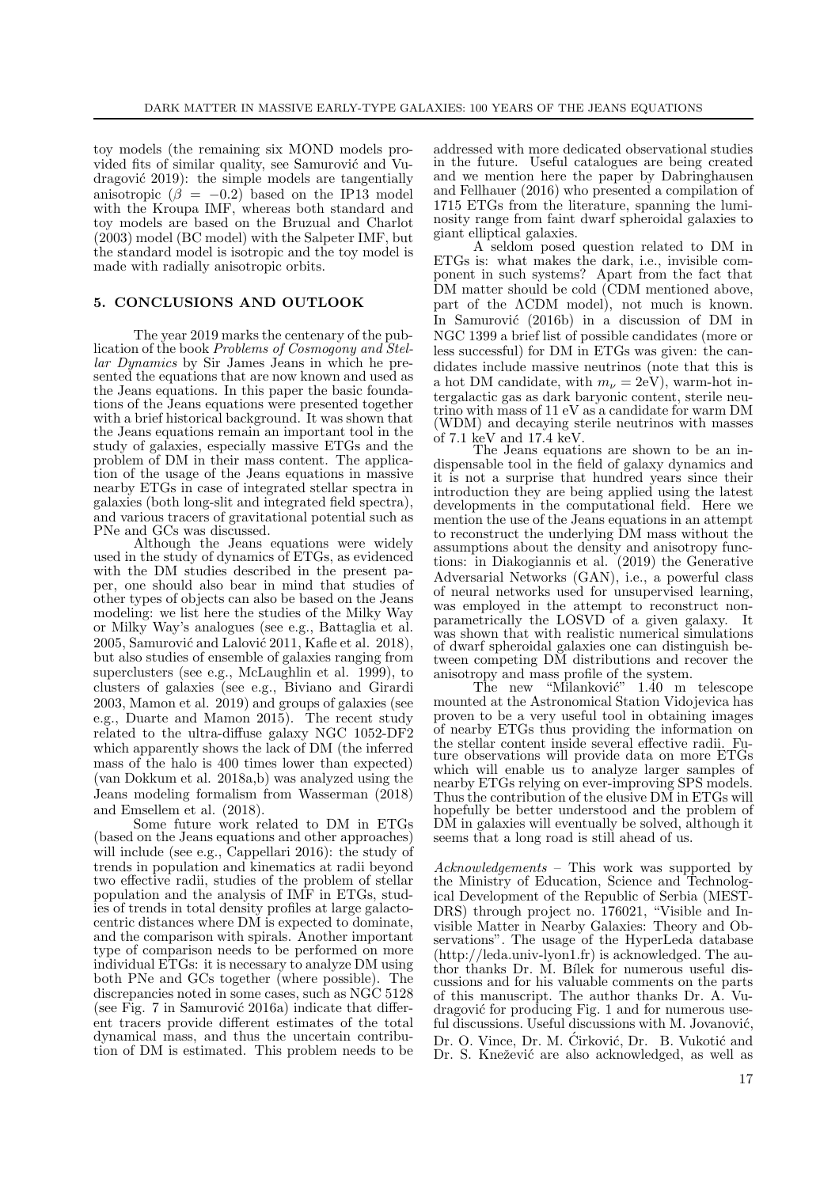toy models (the remaining six MOND models provided fits of similar quality, see Samurović and Vudragović 2019): the simple models are tangentially anisotropic ($\beta = -0.2$) based on the IP13 model with the Kroupa IMF, whereas both standard and toy models are based on the Bruzual and Charlot (2003) model (BC model) with the Salpeter IMF, but the standard model is isotropic and the toy model is made with radially anisotropic orbits.

## 5. CONCLUSIONS AND OUTLOOK

The year 2019 marks the centenary of the publication of the book *Problems of Cosmogony and Stellar Dynamics* by Sir James Jeans in which he presented the equations that are now known and used as the Jeans equations. In this paper the basic foundations of the Jeans equations were presented together with a brief historical background. It was shown that the Jeans equations remain an important tool in the study of galaxies, especially massive ETGs and the problem of DM in their mass content. The application of the usage of the Jeans equations in massive nearby ETGs in case of integrated stellar spectra in galaxies (both long-slit and integrated field spectra), and various tracers of gravitational potential such as PNe and GCs was discussed.

Although the Jeans equations were widely used in the study of dynamics of ETGs, as evidenced with the DM studies described in the present paper, one should also bear in mind that studies of other types of objects can also be based on the Jeans modeling: we list here the studies of the Milky Way or Milky Way's analogues (see e.g., Battaglia et al. 2005, Samurović and Lalović 2011, Kafle et al. 2018), but also studies of ensemble of galaxies ranging from superclusters (see e.g., McLaughlin et al. 1999), to clusters of galaxies (see e.g., Biviano and Girardi 2003, Mamon et al. 2019) and groups of galaxies (see e.g., Duarte and Mamon 2015). The recent study related to the ultra-diffuse galaxy NGC 1052-DF2 which apparently shows the lack of DM (the inferred mass of the halo is 400 times lower than expected) (van Dokkum et al. 2018a,b) was analyzed using the Jeans modeling formalism from Wasserman (2018) and Emsellem et al. (2018).

Some future work related to DM in ETGs (based on the Jeans equations and other approaches) will include (see e.g., Cappellari 2016): the study of trends in population and kinematics at radii beyond two effective radii, studies of the problem of stellar population and the analysis of IMF in ETGs, studies of trends in total density profiles at large galactocentric distances where DM is expected to dominate, and the comparison with spirals. Another important type of comparison needs to be performed on more individual ETGs: it is necessary to analyze DM using both PNe and GCs together (where possible). The discrepancies noted in some cases, such as NGC 5128 (see Fig. 7 in Samurović 2016a) indicate that different tracers provide different estimates of the total dynamical mass, and thus the uncertain contribution of DM is estimated. This problem needs to be addressed with more dedicated observational studies in the future. Useful catalogues are being created and we mention here the paper by Dabringhausen and Fellhauer (2016) who presented a compilation of 1715 ETGs from the literature, spanning the luminosity range from faint dwarf spheroidal galaxies to giant elliptical galaxies.

A seldom posed question related to DM in ETGs is: what makes the dark, i.e., invisible component in such systems? Apart from the fact that DM matter should be cold (CDM mentioned above, part of the ΛCDM model), not much is known. In Samurović (2016b) in a discussion of DM in NGC 1399 a brief list of possible candidates (more or less successful) for DM in ETGs was given: the candidates include massive neutrinos (note that this is a hot DM candidate, with $m_\nu = 2\text{eV}$), warm-hot intergalactic gas as dark baryonic content, sterile neutrino with mass of 11 eV as a candidate for warm DM (WDM) and decaying sterile neutrinos with masses of 7.1 keV and 17.4 keV.

The Jeans equations are shown to be an indispensable tool in the field of galaxy dynamics and it is not a surprise that hundred years since their introduction they are being applied using the latest developments in the computational field. Here we mention the use of the Jeans equations in an attempt to reconstruct the underlying DM mass without the assumptions about the density and anisotropy functions: in Diakogiannis et al. (2019) the Generative Adversarial Networks (GAN), i.e., a powerful class of neural networks used for unsupervised learning, was employed in the attempt to reconstruct nonparametrically the LOSVD of a given galaxy. It was shown that with realistic numerical simulations of dwarf spheroidal galaxies one can distinguish between competing DM distributions and recover the anisotropy and mass profile of the system.

The new "Milanković" 1.40 m telescope mounted at the Astronomical Station Vidojevica has proven to be a very useful tool in obtaining images of nearby ETGs thus providing the information on the stellar content inside several effective radii. Future observations will provide data on more ETGs which will enable us to analyze larger samples of nearby ETGs relying on ever-improving SPS models. Thus the contribution of the elusive DM in ETGs will hopefully be better understood and the problem of DM in galaxies will eventually be solved, although it seems that a long road is still ahead of us.

*Acknowledgements* – This work was supported by the Ministry of Education, Science and Technological Development of the Republic of Serbia (MESTDRS) through project no. 176021, "Visible and Invisible Matter in Nearby Galaxies: Theory and Observations". The usage of the HyperLeda database (http://leda.univ-lyon1.fr) is acknowledged. The author thanks Dr. M. Bílek for numerous useful discussions and for his valuable comments on the parts of this manuscript. The author thanks Dr. A. Vudragović for producing Fig. 1 and for numerous useful discussions. Useful discussions with M. Jovanović, Dr. O. Vince, Dr. M. Ćirković, Dr. B. Vukotić and Dr. S. Knežević are also acknowledged, as well as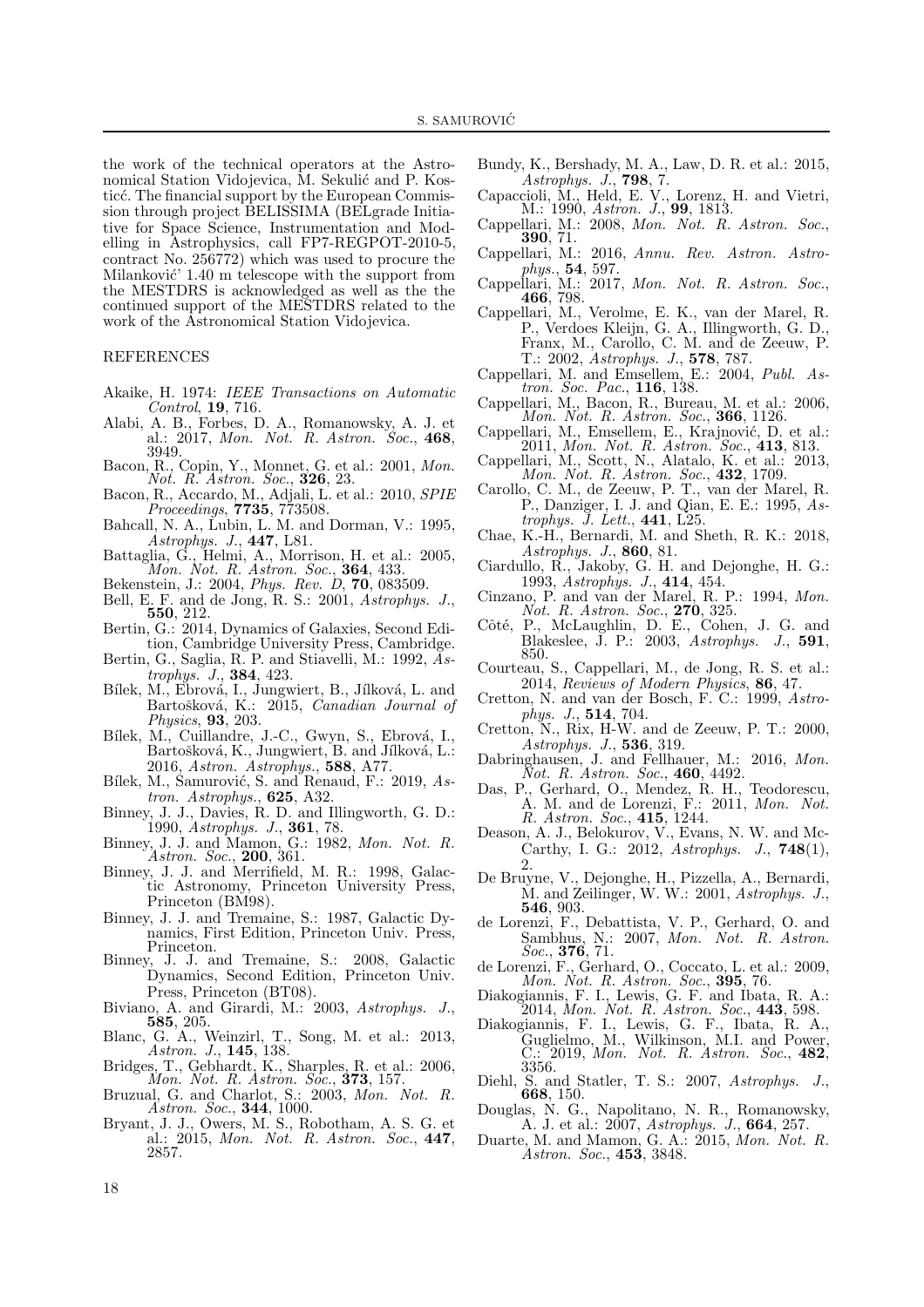the work of the technical operators at the Astronomical Station Vidojevica, M. Sekulić and P. Kostić. The financial support by the European Commission through project BELISSIMA (BELgrade Initiative for Space Science, Instrumentation and Modelling in Astrophysics, call FP7-REGPOT-2010-5, contract No. 256772) which was used to procure the Milanković' 1.40 m telescope with the support from the MESTDRS is acknowledged as well as the the continued support of the MESTDRS related to the work of the Astronomical Station Vidojevica.

## REFERENCES

Akaike, H. 1974: *IEEE Transactions on Automatic Control*, **19**, 716.

Alabi, A. B., Forbes, D. A., Romanowsky, A. J. et al.: 2017, *Mon. Not. R. Astron. Soc.*, **468**, 3949.

Bacon, R., Copin, Y., Monnet, G. et al.: 2001, *Mon. Not. R. Astron. Soc.*, **326**, 23.

Bacon, R., Accardo, M., Adjali, L. et al.: 2010, *SPIE Proceedings*, **7735**, 773508.

Bahcall, N. A., Lubin, L. M. and Dorman, V.: 1995, *Astrophys. J.*, **447**, L81.

Battaglia, G., Helmi, A., Morrison, H. et al.: 2005, *Mon. Not. R. Astron. Soc.*, **364**, 433.

Bekenstein, J.: 2004, *Phys. Rev. D*, **70**, 083509.

Bell, E. F. and de Jong, R. S.: 2001, *Astrophys. J.*, **550**, 212.

Bertin, G.: 2014, Dynamics of Galaxies, Second Edition, Cambridge University Press, Cambridge.

Bertin, G., Saglia, R. P. and Stiavelli, M.: 1992, *Astrophys. J.*, **384**, 423.

Bílek, M., Ebrová, I., Jungwiert, B., Jílková, L. and Bartošková, K.: 2015, *Canadian Journal of Physics*, **93**, 203.

Bílek, M., Cuillandre, J.-C., Gwyn, S., Ebrová, I., Bartošková, K., Jungwiert, B. and Jílková, L.: 2016, *Astron. Astrophys.*, **588**, A77.

Bílek, M., Samurović, S. and Renaud, F.: 2019, *Astron. Astrophys.*, **625**, A32.

Binney, J. J., Davies, R. D. and Illingworth, G. D.: 1990, *Astrophys. J.*, **361**, 78.

Binney, J. J. and Mamon, G.: 1982, *Mon. Not. R. Astron. Soc.*, **200**, 361.

Binney, J. J. and Merrifield, M. R.: 1998, Galactic Astronomy, Princeton University Press, Princeton (BM98).

Binney, J. J. and Tremaine, S.: 1987, Galactic Dynamics, First Edition, Princeton Univ. Press, Princeton.

Binney, J. J. and Tremaine, S.: 2008, Galactic Dynamics, Second Edition, Princeton Univ. Press, Princeton (BT08).

Biviano, A. and Girardi, M.: 2003, *Astrophys. J.*, **585**, 205.

Blanc, G. A., Weinzirl, T., Song, M. et al.: 2013, *Astron. J.*, **145**, 138.

Bridges, T., Gebhardt, K., Sharples, R. et al.: 2006, *Mon. Not. R. Astron. Soc.*, **373**, 157.

Bruzual, G. and Charlot, S.: 2003, *Mon. Not. R. Astron. Soc.*, **344**, 1000.

Bryant, J. J., Owers, M. S., Robotham, A. S. G. et al.: 2015, *Mon. Not. R. Astron. Soc.*, **447**, 2857.

Bundy, K., Bershady, M. A., Law, D. R. et al.: 2015, *Astrophys. J.*, **798**, 7.

Capaccioli, M., Held, E. V., Lorenz, H. and Vietri, M.: 1990, *Astron. J.*, **99**, 1813.

Cappellari, M.: 2008, *Mon. Not. R. Astron. Soc.*, **390**, 71.

Cappellari, M.: 2016, *Annu. Rev. Astron. Astrophys.*, **54**, 597.

Cappellari, M.: 2017, *Mon. Not. R. Astron. Soc.*, **466**, 798.

Cappellari, M., Verolme, E. K., van der Marel, R. P., Verdoes Kleijn, G. A., Illingworth, G. D., Franx, M., Carollo, C. M. and de Zeeuw, P. T.: 2002, *Astrophys. J.*, **578**, 787.

Cappellari, M. and Emsellem, E.: 2004, *Publ. Astron. Soc. Pac.*, **116**, 138.

Cappellari, M., Bacon, R., Bureau, M. et al.: 2006, *Mon. Not. R. Astron. Soc.*, **366**, 1126.

Cappellari, M., Emsellem, E., Krajnović, D. et al.: 2011, *Mon. Not. R. Astron. Soc.*, **413**, 813.

Cappellari, M., Scott, N., Alatalo, K. et al.: 2013, *Mon. Not. R. Astron. Soc.*, **432**, 1709.

Carollo, C. M., de Zeeuw, P. T., van der Marel, R. P., Danziger, I. J. and Qian, E. E.: 1995, *Astrophys. J. Lett.*, **441**, L25.

Chae, K.-H., Bernardi, M. and Sheth, R. K.: 2018, *Astrophys. J.*, **860**, 81.

Ciardullo, R., Jakoby, G. H. and Dejonghe, H. G.: 1993, *Astrophys. J.*, **414**, 454.

Cinzano, P. and van der Marel, R. P.: 1994, *Mon. Not. R. Astron. Soc.*, **270**, 325.

Côté, P., McLaughlin, D. E., Cohen, J. G. and Blakeslee, J. P.: 2003, *Astrophys. J.*, **591**, 850.

Courteau, S., Cappellari, M., de Jong, R. S. et al.: 2014, *Reviews of Modern Physics*, **86**, 47.

Cretton, N. and van der Bosch, F. C.: 1999, *Astrophys. J.*, **514**, 704.

Cretton, N., Rix, H-W. and de Zeeuw, P. T.: 2000, *Astrophys. J.*, **536**, 319.

Dabringhausen, J. and Fellhauer, M.: 2016, *Mon. Not. R. Astron. Soc.*, **460**, 4492.

Das, P., Gerhard, O., Mendez, R. H., Teodorescu, A. M. and de Lorenzi, F.: 2011, *Mon. Not. R. Astron. Soc.*, **415**, 1244.

Deason, A. J., Belokurov, V., Evans, N. W. and McCarthy, I. G.: 2012, *Astrophys. J.*, **748**(1), 2.

De Bruyne, V., Dejonghe, H., Pizzella, A., Bernardi, M. and Zeilinger, W. W.: 2001, *Astrophys. J.*, **546**, 903.

de Lorenzi, F., Debattista, V. P., Gerhard, O. and Sambhus, N.: 2007, *Mon. Not. R. Astron. Soc.*, **376**, 71.

de Lorenzi, F., Gerhard, O., Coccato, L. et al.: 2009, *Mon. Not. R. Astron. Soc.*, **395**, 76.

Diakogiannis, F. I., Lewis, G. F. and Ibata, R. A.: 2014, *Mon. Not. R. Astron. Soc.*, **443**, 598.

Diakogiannis, F. I., Lewis, G. F., Ibata, R. A., Guglielmo, M., Wilkinson, M.I. and Power, C.: 2019, *Mon. Not. R. Astron. Soc.*, **482**, 3356.

Diehl, S. and Statler, T. S.: 2007, *Astrophys. J.*, **668**, 150.

Douglas, N. G., Napolitano, N. R., Romanowsky, A. J. et al.: 2007, *Astrophys. J.*, **664**, 257.

Duarte, M. and Mamon, G. A.: 2015, *Mon. Not. R. Astron. Soc.*, **453**, 3848.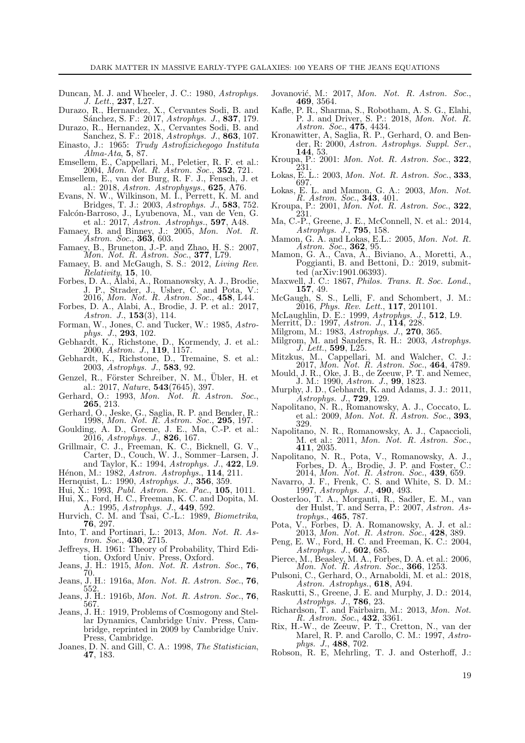Duncan, M. J. and Wheeler, J. C.: 1980, *Astrophys. J. Lett.*, **237**, L27.

Durazo, R., Hernandez, X., Cervantes Sodi, B. and Sánchez, S. F.: 2017, *Astrophys. J.*, **837**, 179.

Durazo, R., Hernandez, X., Cervantes Sodi, B. and Sanchez, S. F.: 2018, *Astrophys. J.*, **863**, 107.

Einasto, J.: 1965: *Trudy Astrofizichegogo Instituta Alma-Ata*, **5**, 87.

Emsellem, E., Cappellari, M., Peletier, R. F. et al.: 2004, *Mon. Not. R. Astron. Soc.*, **352**, 721.

Emsellem, E., van der Burg, R. F. J., Fensch, J. et al.: 2018, *Astron. Astrophysys.*, **625**, A76.

Evans, N. W., Wilkinson, M. I., Perrett, K. M. and Bridges, T. J.: 2003, *Astrophys. J.*, **583**, 752.

Falcón-Barroso, J., Lyubenova, M., van de Ven, G. et al.: 2017, *Astron. Astrophys.*, **597**, A48.

Famaey, B. and Binney, J.: 2005, *Mon. Not. R. Astron. Soc.*, **363**, 603.

Famaey, B., Bruneton, J.-P. and Zhao, H. S.: 2007, *Mon. Not. R. Astron. Soc.*, **377**, L79.

Famaey, B. and McGaugh, S. S.: 2012, *Living Rev. Relativity*, **15**, 10.

Forbes, D. A., Alabi, A., Romanowsky, A. J., Brodie, J. P., Strader, J., Usher, C. and Pota, V.: 2016, *Mon. Not. R. Astron. Soc.*, **458**, L44.

Forbes, D. A., Alabi, A., Brodie, J. P. et al.: 2017, *Astron. J.*, **153**(3), 114.

Forman, W., Jones, C. and Tucker, W.: 1985, *Astrophys. J.*, **293**, 102.

Gebhardt, K., Richstone, D., Kormendy, J. et al.: 2000, *Astron. J.*, **119**, 1157.

Gebhardt, K., Richstone, D., Tremaine, S. et al.: 2003, *Astrophys. J.*, **583**, 92.

Genzel, R., Förster Schreiber, N. M., Übler, H. et al.: 2017, *Nature*, **543**(7645), 397.

Gerhard, O.: 1993, *Mon. Not. R. Astron. Soc.*, **265**, 213.

Gerhard, O., Jeske, G., Saglia, R. P. and Bender, R.: 1998, *Mon. Not. R. Astron. Soc.*, **295**, 197.

Goulding, A. D., Greene, J. E., Ma, C.-P. et al.: 2016, *Astrophys. J.*, **826**, 167.

Grillmair, C. J., Freeman, K. C., Bicknell, G. V., Carter, D., Couch, W. J., Sommer–Larsen, J. and Taylor, K.: 1994, *Astrophys. J.*, **422**, L9.

Hénon, M.: 1982, *Astron. Astrophys.*, **114**, 211.

Hernquist, L.: 1990, *Astrophys. J.*, **356**, 359.

Hui, X.: 1993, *Publ. Astron. Soc. Pac.*, **105**, 1011.

Hui, X., Ford, H. C., Freeman, K. C. and Dopita, M. A.: 1995, *Astrophys. J.*, **449**, 592.

Hurvich, C. M. and Tsai, C.-L.: 1989, *Biometrika*, **76**, 297.

Into, T. and Portinari, L.: 2013, *Mon. Not. R. Astron. Soc.*, **430**, 2715.

Jeffreys, H. 1961: Theory of Probability, Third Edition, Oxford Univ. Press, Oxford.

Jeans, J. H.: 1915, *Mon. Not. R. Astron. Soc.*, **76**, 70.

Jeans, J. H.: 1916a, *Mon. Not. R. Astron. Soc.*, **76**, 552.

Jeans, J. H.: 1916b, *Mon. Not. R. Astron. Soc.*, **76**, 567.

Jeans, J. H.: 1919, Problems of Cosmogony and Stellar Dynamics, Cambridge Univ. Press, Cambridge, reprinted in 2009 by Cambridge Univ. Press, Cambridge.

Joanes, D. N. and Gill, C. A.: 1998, *The Statistician*, **47**, 183.

Jovanović, M.: 2017, *Mon. Not. R. Astron. Soc.*, **469**, 3564.

Kafle, P. R., Sharma, S., Robotham, A. S. G., Elahi, P. J. and Driver, S. P.: 2018, *Mon. Not. R. Astron. Soc.*, **475**, 4434.

Kronawitter, A, Saglia, R. P., Gerhard, O. and Bender, R: 2000, *Astron. Astrophys. Suppl. Ser.*, **144**, 53.

Kroupa, P.: 2001: *Mon. Not. R. Astron. Soc.*, **322**, 231.

Łokas, E. L.: 2003, *Mon. Not. R. Astron. Soc.*, **333**, 697.

Łokas, E. L. and Mamon, G. A.: 2003, *Mon. Not. R. Astron. Soc.*, **343**, 401.

Kroupa, P.: 2001, *Mon. Not. R. Astron. Soc.*, **322**, 231.

Ma, C.-P., Greene, J. E., McConnell, N. et al.: 2014, *Astrophys. J.*, **795**, 158.

Mamon, G. A. and Łokas, E.L.: 2005, *Mon. Not. R. Astron. Soc.*, **362**, 95.

Mamon, G. A., Cava, A., Biviano, A., Moretti, A., Poggianti, B. and Bettoni, D.: 2019, submitted (arXiv:1901.06393).

Maxwell, J. C.: 1867, *Philos. Trans. R. Soc. Lond.*, **157**, 49.

McGaugh, S. S., Lelli, F. and Schombert, J. M.: 2016, *Phys. Rev. Lett.*, **117**, 201101.

McLaughlin, D. E.: 1999, *Astrophys. J.*, **512**, L9.

Merritt, D.: 1997, *Astron. J.*, **114**, 228.

Milgrom, M.: 1983, *Astrophys. J.*, **270**, 365.

Milgrom, M. and Sanders, R. H.: 2003, *Astrophys. J. Lett.*, **599**, L25.

Mitzkus, M., Cappellari, M. and Walcher, C. J.: 2017, *Mon. Not. R. Astron. Soc.*, **464**, 4789.

Mould, J. R., Oke, J. B., de Zeeuw, P. T. and Nemec, J. M.: 1990, *Astron. J.*, **99**, 1823.

Murphy, J. D., Gebhardt, K. and Adams, J. J.: 2011, *Astrophys. J.*, **729**, 129.

Napolitano, N. R., Romanowsky, A. J., Coccato, L. et al.: 2009, *Mon. Not. R. Astron. Soc.*, **393**, 329.

Napolitano, N. R., Romanowsky, A. J., Capaccioli, M. et al.: 2011, *Mon. Not. R. Astron. Soc.*, **411**, 2035.

Napolitano, N. R., Pota, V., Romanowsky, A. J., Forbes, D. A., Brodie, J. P. and Foster, C.: 2014, *Mon. Not. R. Astron. Soc.*, **439**, 659.

Navarro, J. F., Frenk, C. S. and White, S. D. M.: 1997, *Astrophys. J.*, **490**, 493.

Oosterloo, T. A., Morganti, R., Sadler, E. M., van der Hulst, T. and Serra, P.: 2007, *Astron. Astrophys.*, **465**, 787.

Pota, V., Forbes, D. A. Romanowsky, A. J. et al.: 2013, *Mon. Not. R. Astron. Soc.*, **428**, 389.

Peng, E. W., Ford, H. C. and Freeman, K. C.: 2004, *Astrophys. J.*, **602**, 685.

Pierce, M., Beasley, M. A., Forbes, D. A. et al.: 2006, *Mon. Not. R. Astron. Soc.*, **366**, 1253.

Pulsoni, C., Gerhard, O., Arnaboldi, M. et al.: 2018, *Astron. Astrophys.*, **618**, A94.

Raskutti, S., Greene, J. E. and Murphy, J. D.: 2014, *Astrophys. J.*, **786**, 23.

Richardson, T. and Fairbairn, M.: 2013, *Mon. Not. R. Astron. Soc.*, **432**, 3361.

Rix, H.-W., de Zeeuw, P. T., Cretton, N., van der Marel, R. P. and Carollo, C. M.: 1997, *Astrophys. J.*, **488**, 702.

Robson, R. E, Mehrling, T. J. and Osterhoff, J.: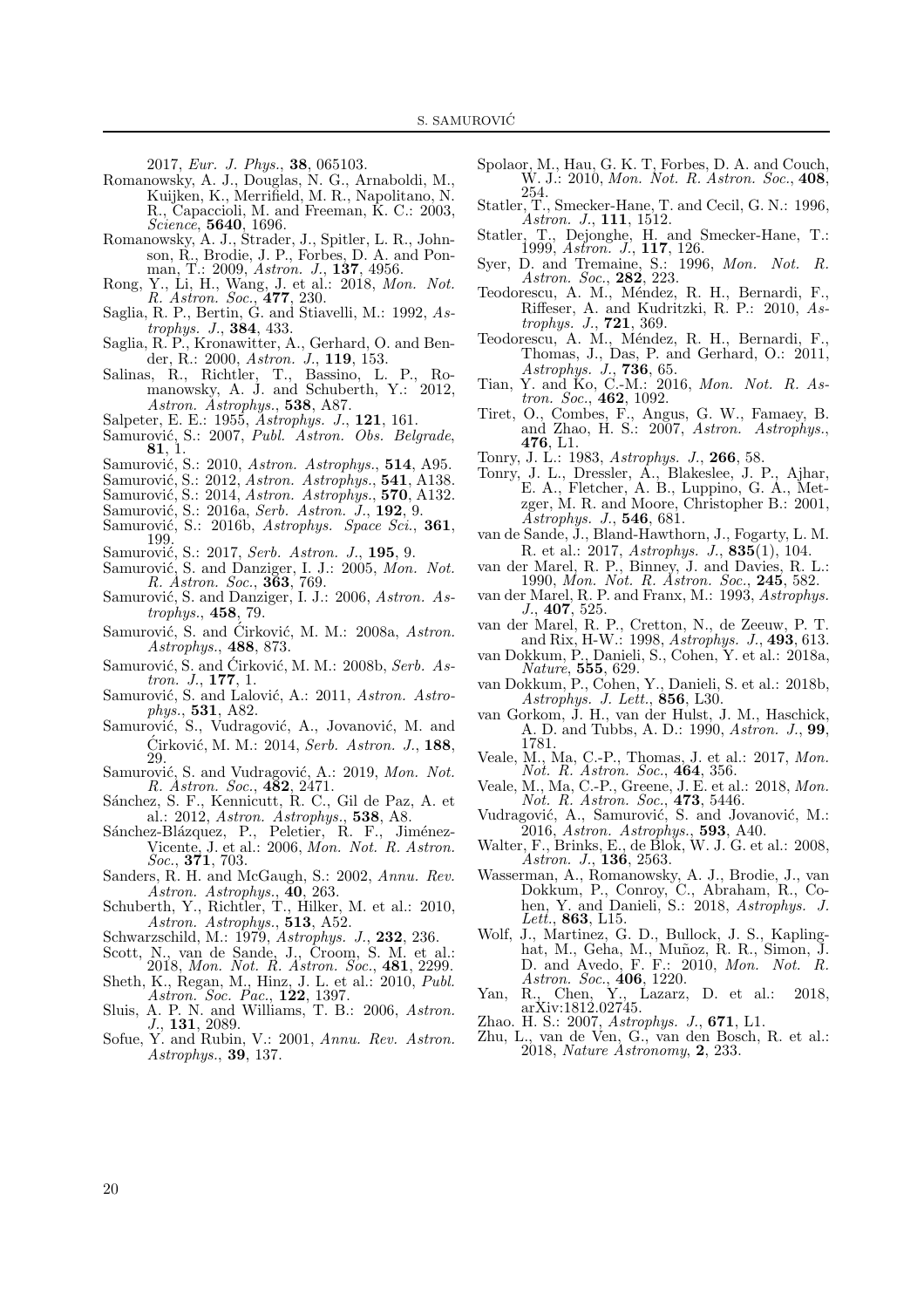2017, *Eur. J. Phys.*, **38**, 065103.

Romanowsky, A. J., Douglas, N. G., Arnaboldi, M., Kuijken, K., Merrifield, M. R., Napolitano, N. R., Capaccioli, M. and Freeman, K. C.: 2003, *Science*, **5640**, 1696.

Romanowsky, A. J., Strader, J., Spitler, L. R., Johnson, R., Brodie, J. P., Forbes, D. A. and Ponman, T.: 2009, *Astron. J.*, **137**, 4956.

Rong, Y., Li, H., Wang, J. et al.: 2018, *Mon. Not. R. Astron. Soc.*, **477**, 230.

Saglia, R. P., Bertin, G. and Stiavelli, M.: 1992, *Astrophys. J.*, **384**, 433.

Saglia, R. P., Kronawitter, A., Gerhard, O. and Bender, R.: 2000, *Astron. J.*, **119**, 153.

Salinas, R., Richtler, T., Bassino, L. P., Romanowsky, A. J. and Schuberth, Y.: 2012, *Astron. Astrophys.*, **538**, A87.

Salpeter, E. E.: 1955, *Astrophys. J.*, **121**, 161.

Samurović, S.: 2007, *Publ. Astron. Obs. Belgrade*, **81**, 1.

Samurović, S.: 2010, *Astron. Astrophys.*, **514**, A95.

Samurović, S.: 2012, *Astron. Astrophys.*, **541**, A138.

Samurović, S.: 2014, *Astron. Astrophys.*, **570**, A132.

Samurović, S.: 2016a, *Serb. Astron. J.*, **192**, 9.

Samurović, S.: 2016b, *Astrophys. Space Sci.*, **361**, 199.

Samurović, S.: 2017, *Serb. Astron. J.*, **195**, 9.

Samurović, S. and Danziger, I. J.: 2005, *Mon. Not. R. Astron. Soc.*, **363**, 769.

Samurović, S. and Danziger, I. J.: 2006, *Astron. Astrophys.*, **458**, 79.

Samurović, S. and Ćirković, M. M.: 2008a, *Astron. Astrophys.*, **488**, 873.

Samurović, S. and Ćirković, M. M.: 2008b, *Serb. Astron. J.*, **177**, 1.

Samurović, S. and Lalović, A.: 2011, *Astron. Astrophys.*, **531**, A82.

Samurović, S., Vudragović, A., Jovanović, M. and Ćirković, M. M.: 2014, *Serb. Astron. J.*, **188**, 29.

Samurović, S. and Vudragović, A.: 2019, *Mon. Not. R. Astron. Soc.*, **482**, 2471.

Sánchez, S. F., Kennicutt, R. C., Gil de Paz, A. et al.: 2012, *Astron. Astrophys.*, **538**, A8.

Sánchez-Blázquez, P., Peletier, R. F., Jiménez-Vicente, J. et al.: 2006, *Mon. Not. R. Astron. Soc.*, **371**, 703.

Sanders, R. H. and McGaugh, S.: 2002, *Annu. Rev. Astron. Astrophys.*, **40**, 263.

Schuberth, Y., Richtler, T., Hilker, M. et al.: 2010, *Astron. Astrophys.*, **513**, A52.

Schwarzschild, M.: 1979, *Astrophys. J.*, **232**, 236.

Scott, N., van de Sande, J., Croom, S. M. et al.: 2018, *Mon. Not. R. Astron. Soc.*, **481**, 2299.

Sheth, K., Regan, M., Hinz, J. L. et al.: 2010, *Publ. Astron. Soc. Pac.*, **122**, 1397.

Sluis, A. P. N. and Williams, T. B.: 2006, *Astron. J.*, **131**, 2089.

Sofue, Y. and Rubin, V.: 2001, *Annu. Rev. Astron. Astrophys.*, **39**, 137.

Spolaor, M., Hau, G. K. T, Forbes, D. A. and Couch, W. J.: 2010, *Mon. Not. R. Astron. Soc.*, **408**, 254.

Statler, T., Smecker-Hane, T. and Cecil, G. N.: 1996, *Astron. J.*, **111**, 1512.

Statler, T., Dejonghe, H. and Smecker-Hane, T.: 1999, *Astron. J.*, **117**, 126.

Syer, D. and Tremaine, S.: 1996, *Mon. Not. R. Astron. Soc.*, **282**, 223.

Teodorescu, A. M., Méndez, R. H., Bernardi, F., Riffeser, A. and Kudritzki, R. P.: 2010, *Astrophys. J.*, **721**, 369.

Teodorescu, A. M., Méndez, R. H., Bernardi, F., Thomas, J., Das, P. and Gerhard, O.: 2011, *Astrophys. J.*, **736**, 65.

Tian, Y. and Ko, C.-M.: 2016, *Mon. Not. R. Astron. Soc.*, **462**, 1092.

Tiret, O., Combes, F., Angus, G. W., Famaey, B. and Zhao, H. S.: 2007, *Astron. Astrophys.*, **476**, L1.

Tonry, J. L.: 1983, *Astrophys. J.*, **266**, 58.

Tonry, J. L., Dressler, A., Blakeslee, J. P., Ajhar, E. A., Fletcher, A. B., Luppino, G. A., Metzger, M. R. and Moore, Christopher B.: 2001, *Astrophys. J.*, **546**, 681.

van de Sande, J., Bland-Hawthorn, J., Fogarty, L. M. R. et al.: 2017, *Astrophys. J.*, **835**(1), 104.

van der Marel, R. P., Binney, J. and Davies, R. L.: 1990, *Mon. Not. R. Astron. Soc.*, **245**, 582.

van der Marel, R. P. and Franx, M.: 1993, *Astrophys. J.*, **407**, 525.

van der Marel, R. P., Cretton, N., de Zeeuw, P. T. and Rix, H-W.: 1998, *Astrophys. J.*, **493**, 613.

van Dokkum, P., Danieli, S., Cohen, Y. et al.: 2018a, *Nature*, **555**, 629.

van Dokkum, P., Cohen, Y., Danieli, S. et al.: 2018b, *Astrophys. J. Lett.*, **856**, L30.

van Gorkom, J. H., van der Hulst, J. M., Haschick, A. D. and Tubbs, A. D.: 1990, *Astron. J.*, **99**, 1781.

Veale, M., Ma, C.-P., Thomas, J. et al.: 2017, *Mon. Not. R. Astron. Soc.*, **464**, 356.

Veale, M., Ma, C.-P., Greene, J. E. et al.: 2018, *Mon. Not. R. Astron. Soc.*, **473**, 5446.

Vudragović, A., Samurović, S. and Jovanović, M.: 2016, *Astron. Astrophys.*, **593**, A40.

Walter, F., Brinks, E., de Blok, W. J. G. et al.: 2008, *Astron. J.*, **136**, 2563.

Wasserman, A., Romanowsky, A. J., Brodie, J., van Dokkum, P., Conroy, C., Abraham, R., Cohen, Y. and Danieli, S.: 2018, *Astrophys. J. Lett.*, **863**, L15.

Wolf, J., Martinez, G. D., Bullock, J. S., Kaplinghat, M., Geha, M., Muñoz, R. R., Simon, J. D. and Avedo, F. F.: 2010, *Mon. Not. R. Astron. Soc.*, **406**, 1220.

Yan, R., Chen, Y., Lazarz, D. et al.: 2018, arXiv:1812.02745.

Zhao. H. S.: 2007, *Astrophys. J.*, **671**, L1.

Zhu, L., van de Ven, G., van den Bosch, R. et al.: 2018, *Nature Astronomy*, **2**, 233.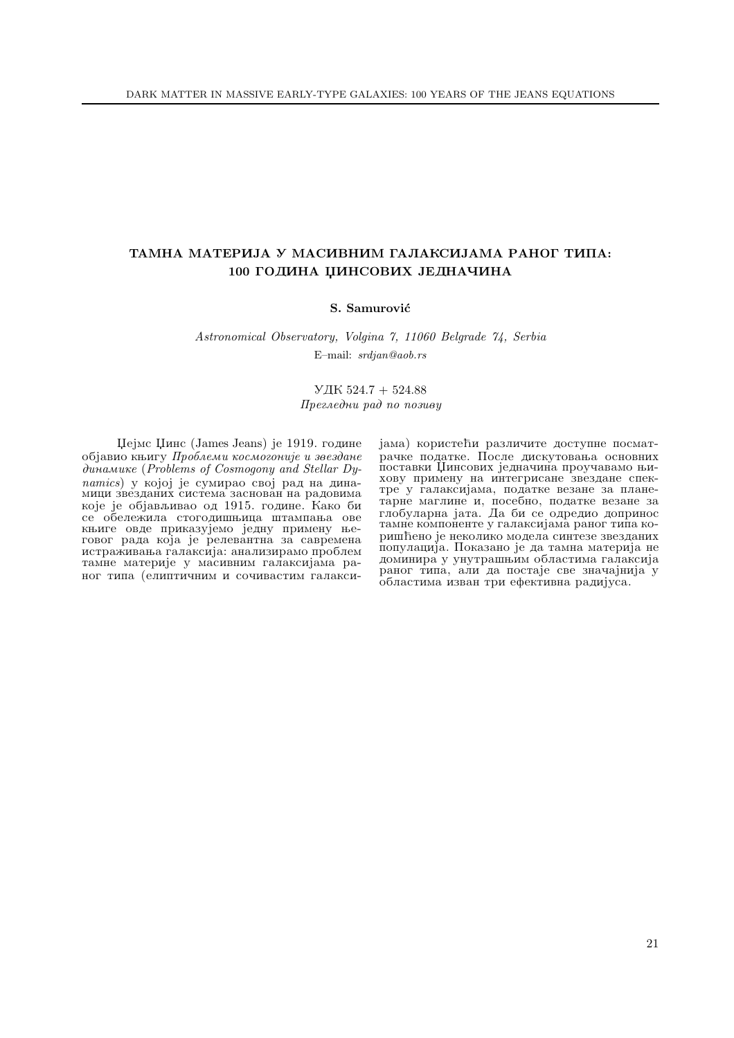# ТАМНА МАТЕРИЈА У МАСИВНИМ ГАЛАКСИЈАМА РАНОГ ТИПА: 100 ГОДИНА ЏИНСОВИХ ЈЕДНАЧИНА

**S. Samurović**

*Astronomical Observatory, Volgina 7, 11060 Belgrade 74, Serbia*
E–mail: *srdjan@aob.rs*

УДК 524.7 + 524.88
*Прегледни рад по позиву*

Џејмс Џинс (James Jeans) је 1919. године објавио књигу *Проблеми космогоније и звездане динамике* (*Problems of Cosmogony and Stellar Dynamics*) у којој је сумирао свој рад на динамици звезданих система заснован на радовима које је објављивао од 1915. године. Како би се обележила стогодишњица штампања ове књиге овде приказујемо једну примену његовог рада која је релевантна за савремена истраживања галаксија: анализирамо проблем тамне материје у масивним галаксијама раног типа (елиптичним и сочивастим галаксијама) користећи различите доступне посматрачке податке. После дискутовања основних поставки Џинсових једначина проучавамо њихову примену на интегрисане звездане спектре у галаксијама, податке везане за планетарне маглине и, посебно, податке везане за глобуларна јата. Да би се одредио допринос тамне компоненте у галаксијама раног типа коришћено је неколико модела синтезе звезданих популација. Показано је да тамна материја не доминира у унутрашњим областима галаксија раног типа, али да постаје све значајнија у областима изван три ефективна радијуса.